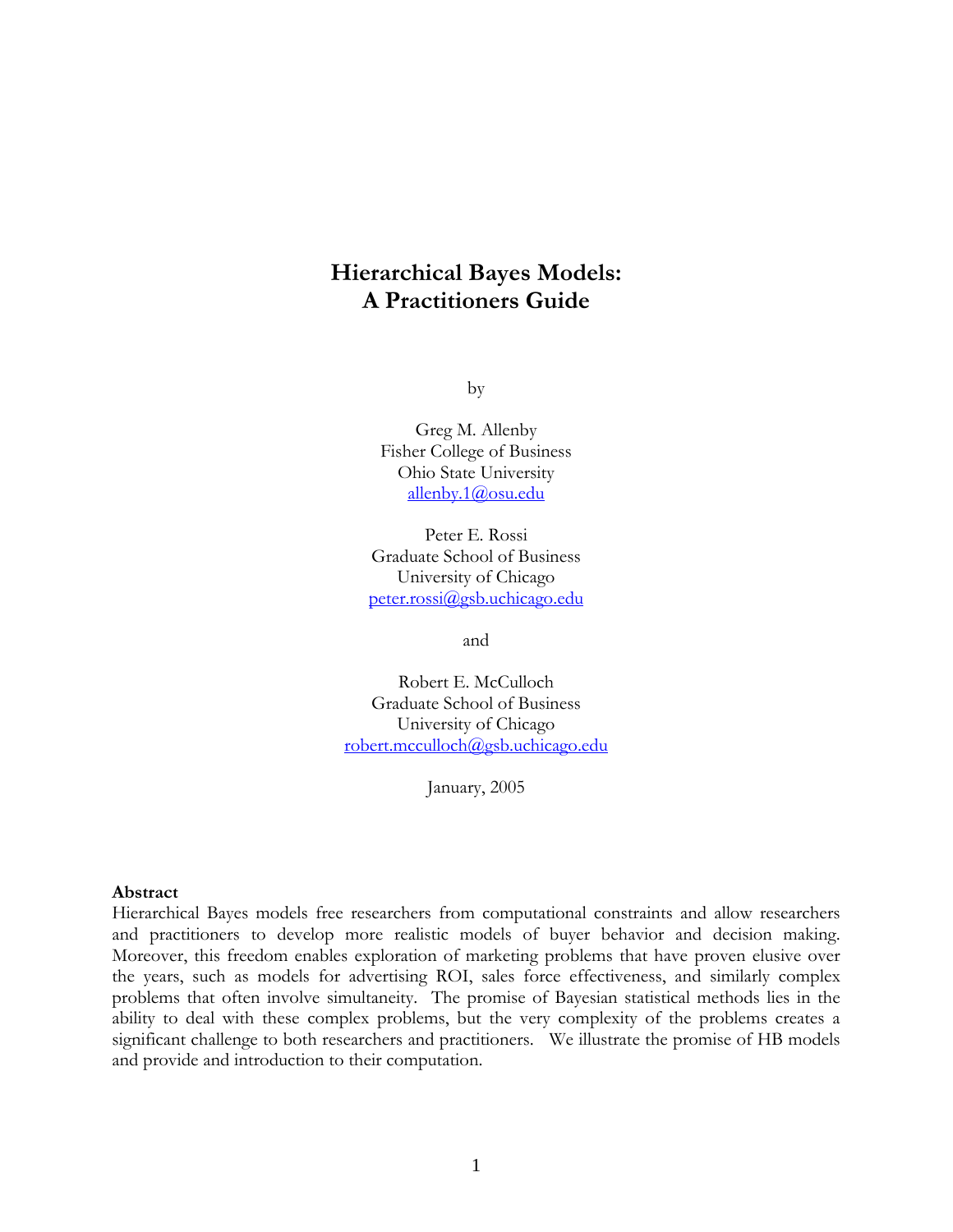# Hierarchical Bayes Models: A Practitioners Guide

by

Greg M. Allenby
Fisher College of Business
Ohio State University
allenby.1@osu.edu

Peter E. Rossi
Graduate School of Business
University of Chicago
peter.rossi@gsb.uchicago.edu

and

Robert E. McCulloch
Graduate School of Business
University of Chicago
robert.mcculloch@gsb.uchicago.edu

January, 2005

**Abstract**

Hierarchical Bayes models free researchers from computational constraints and allow researchers and practitioners to develop more realistic models of buyer behavior and decision making. Moreover, this freedom enables exploration of marketing problems that have proven elusive over the years, such as models for advertising ROI, sales force effectiveness, and similarly complex problems that often involve simultaneity. The promise of Bayesian statistical methods lies in the ability to deal with these complex problems, but the very complexity of the problems creates a significant challenge to both researchers and practitioners. We illustrate the promise of HB models and provide and introduction to their computation.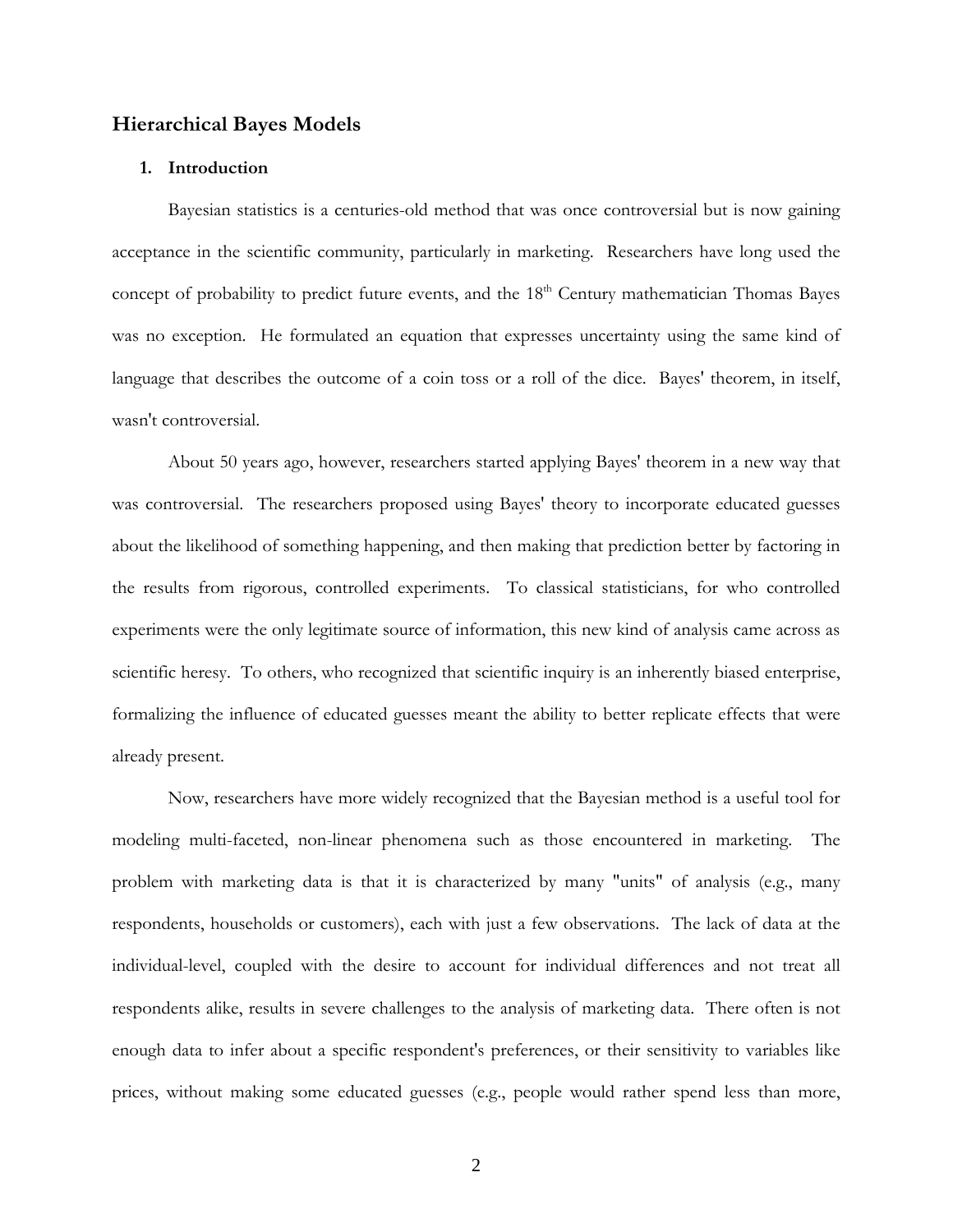# Hierarchical Bayes Models

## 1. Introduction

Bayesian statistics is a centuries-old method that was once controversial but is now gaining acceptance in the scientific community, particularly in marketing. Researchers have long used the concept of probability to predict future events, and the 18th Century mathematician Thomas Bayes was no exception. He formulated an equation that expresses uncertainty using the same kind of language that describes the outcome of a coin toss or a roll of the dice. Bayes' theorem, in itself, wasn't controversial.

About 50 years ago, however, researchers started applying Bayes' theorem in a new way that was controversial. The researchers proposed using Bayes' theory to incorporate educated guesses about the likelihood of something happening, and then making that prediction better by factoring in the results from rigorous, controlled experiments. To classical statisticians, for who controlled experiments were the only legitimate source of information, this new kind of analysis came across as scientific heresy. To others, who recognized that scientific inquiry is an inherently biased enterprise, formalizing the influence of educated guesses meant the ability to better replicate effects that were already present.

Now, researchers have more widely recognized that the Bayesian method is a useful tool for modeling multi-faceted, non-linear phenomena such as those encountered in marketing. The problem with marketing data is that it is characterized by many "units" of analysis (e.g., many respondents, households or customers), each with just a few observations. The lack of data at the individual-level, coupled with the desire to account for individual differences and not treat all respondents alike, results in severe challenges to the analysis of marketing data. There often is not enough data to infer about a specific respondent's preferences, or their sensitivity to variables like prices, without making some educated guesses (e.g., people would rather spend less than more,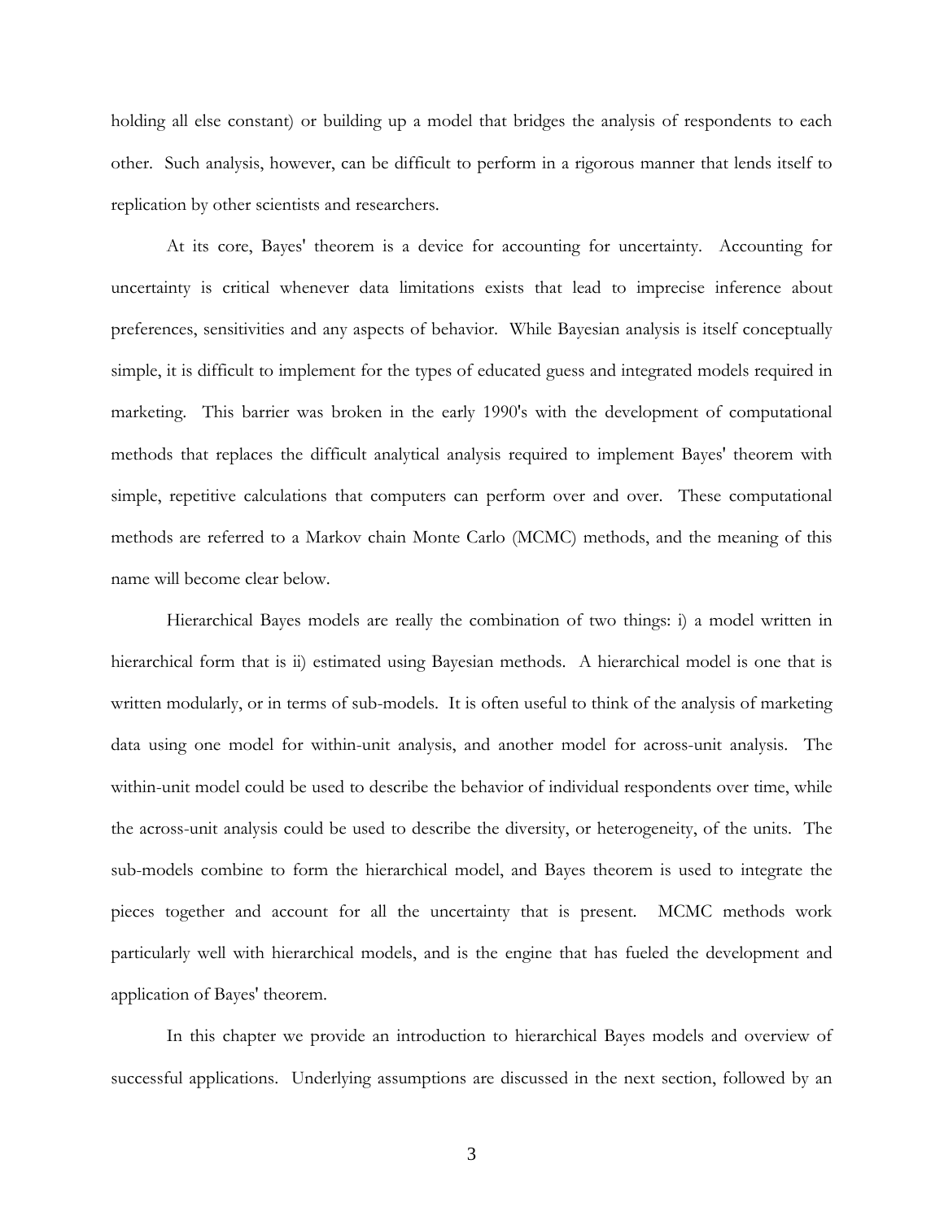holding all else constant) or building up a model that bridges the analysis of respondents to each other. Such analysis, however, can be difficult to perform in a rigorous manner that lends itself to replication by other scientists and researchers.

At its core, Bayes' theorem is a device for accounting for uncertainty. Accounting for uncertainty is critical whenever data limitations exists that lead to imprecise inference about preferences, sensitivities and any aspects of behavior. While Bayesian analysis is itself conceptually simple, it is difficult to implement for the types of educated guess and integrated models required in marketing. This barrier was broken in the early 1990's with the development of computational methods that replaces the difficult analytical analysis required to implement Bayes' theorem with simple, repetitive calculations that computers can perform over and over. These computational methods are referred to a Markov chain Monte Carlo (MCMC) methods, and the meaning of this name will become clear below.

Hierarchical Bayes models are really the combination of two things: i) a model written in hierarchical form that is ii) estimated using Bayesian methods. A hierarchical model is one that is written modularly, or in terms of sub-models. It is often useful to think of the analysis of marketing data using one model for within-unit analysis, and another model for across-unit analysis. The within-unit model could be used to describe the behavior of individual respondents over time, while the across-unit analysis could be used to describe the diversity, or heterogeneity, of the units. The sub-models combine to form the hierarchical model, and Bayes theorem is used to integrate the pieces together and account for all the uncertainty that is present. MCMC methods work particularly well with hierarchical models, and is the engine that has fueled the development and application of Bayes' theorem.

In this chapter we provide an introduction to hierarchical Bayes models and overview of successful applications. Underlying assumptions are discussed in the next section, followed by an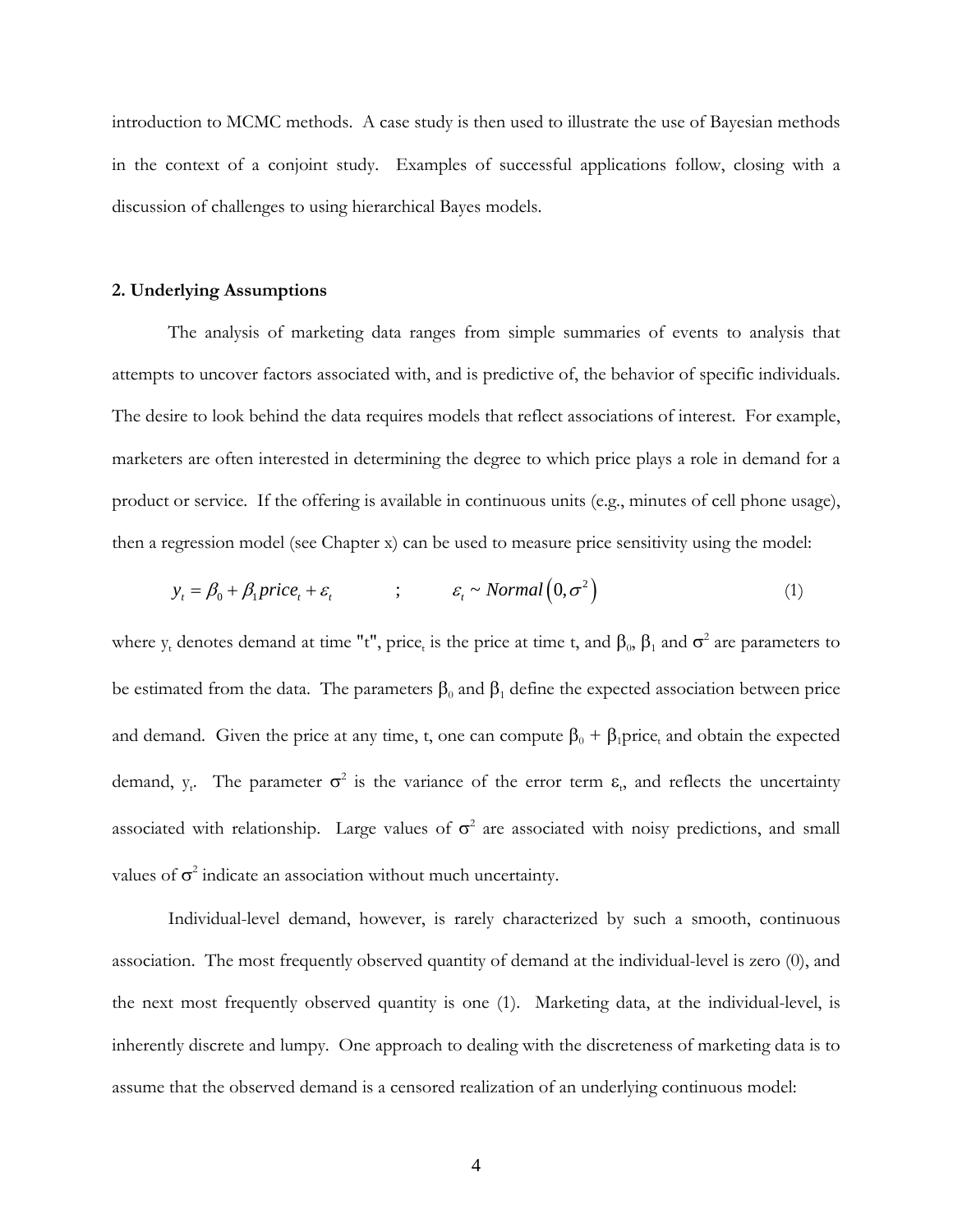introduction to MCMC methods. A case study is then used to illustrate the use of Bayesian methods in the context of a conjoint study. Examples of successful applications follow, closing with a discussion of challenges to using hierarchical Bayes models.

## 2. Underlying Assumptions

The analysis of marketing data ranges from simple summaries of events to analysis that attempts to uncover factors associated with, and is predictive of, the behavior of specific individuals. The desire to look behind the data requires models that reflect associations of interest. For example, marketers are often interested in determining the degree to which price plays a role in demand for a product or service. If the offering is available in continuous units (e.g., minutes of cell phone usage), then a regression model (see Chapter x) can be used to measure price sensitivity using the model:

$$y_t = \beta_0 + \beta_1 price_t + \varepsilon_t \qquad ; \qquad \varepsilon_t \sim Normal\left(0, \sigma^2\right) \tag{1}$$

where $y_t$ denotes demand at time "t", $price_t$ is the price at time t, and $\beta_0$, $\beta_1$ and $\sigma^2$ are parameters to be estimated from the data. The parameters $\beta_0$ and $\beta_1$ define the expected association between price and demand. Given the price at any time, t, one can compute $\beta_0 + \beta_1 price_t$ and obtain the expected demand, $y_t$. The parameter $\sigma^2$ is the variance of the error term $\varepsilon_t$, and reflects the uncertainty associated with relationship. Large values of $\sigma^2$ are associated with noisy predictions, and small values of $\sigma^2$ indicate an association without much uncertainty.

Individual-level demand, however, is rarely characterized by such a smooth, continuous association. The most frequently observed quantity of demand at the individual-level is zero (0), and the next most frequently observed quantity is one (1). Marketing data, at the individual-level, is inherently discrete and lumpy. One approach to dealing with the discreteness of marketing data is to assume that the observed demand is a censored realization of an underlying continuous model: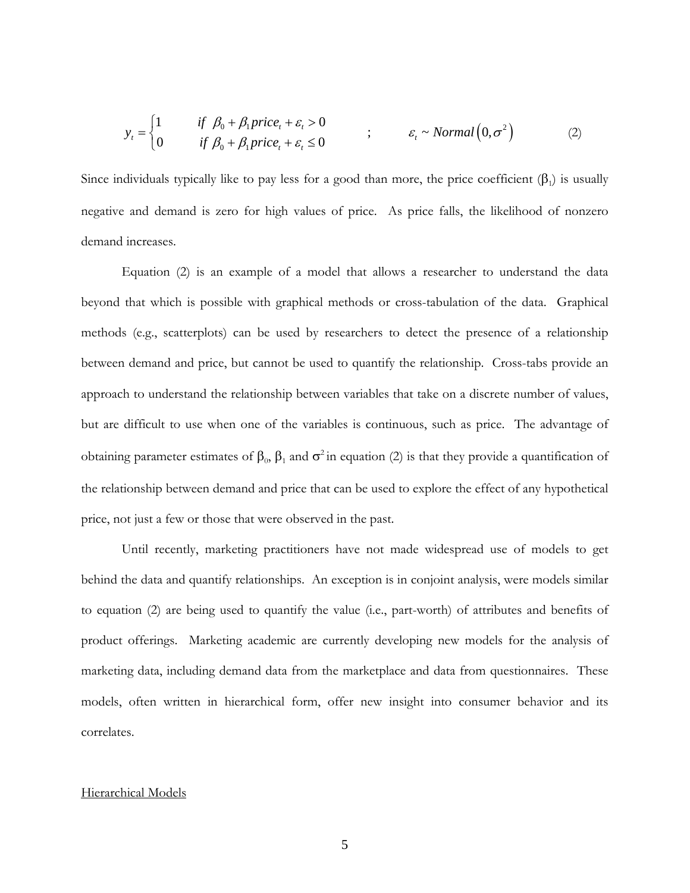$$y_t = \begin{cases} 1 & \text{if } \beta_0 + \beta_1 price_t + \varepsilon_t > 0 \\ 0 & \text{if } \beta_0 + \beta_1 price_t + \varepsilon_t \leq 0 \end{cases} \quad ; \quad \varepsilon_t \sim Normal\left(0, \sigma^2\right) \tag{2}$$

Since individuals typically like to pay less for a good than more, the price coefficient ($\beta_1$) is usually negative and demand is zero for high values of price. As price falls, the likelihood of nonzero demand increases.

Equation (2) is an example of a model that allows a researcher to understand the data beyond that which is possible with graphical methods or cross-tabulation of the data. Graphical methods (e.g., scatterplots) can be used by researchers to detect the presence of a relationship between demand and price, but cannot be used to quantify the relationship. Cross-tabs provide an approach to understand the relationship between variables that take on a discrete number of values, but are difficult to use when one of the variables is continuous, such as price. The advantage of obtaining parameter estimates of $\beta_0$, $\beta_1$ and $\sigma^2$ in equation (2) is that they provide a quantification of the relationship between demand and price that can be used to explore the effect of any hypothetical price, not just a few or those that were observed in the past.

Until recently, marketing practitioners have not made widespread use of models to get behind the data and quantify relationships. An exception is in conjoint analysis, were models similar to equation (2) are being used to quantify the value (i.e., part-worth) of attributes and benefits of product offerings. Marketing academic are currently developing new models for the analysis of marketing data, including demand data from the marketplace and data from questionnaires. These models, often written in hierarchical form, offer new insight into consumer behavior and its correlates.

## Hierarchical Models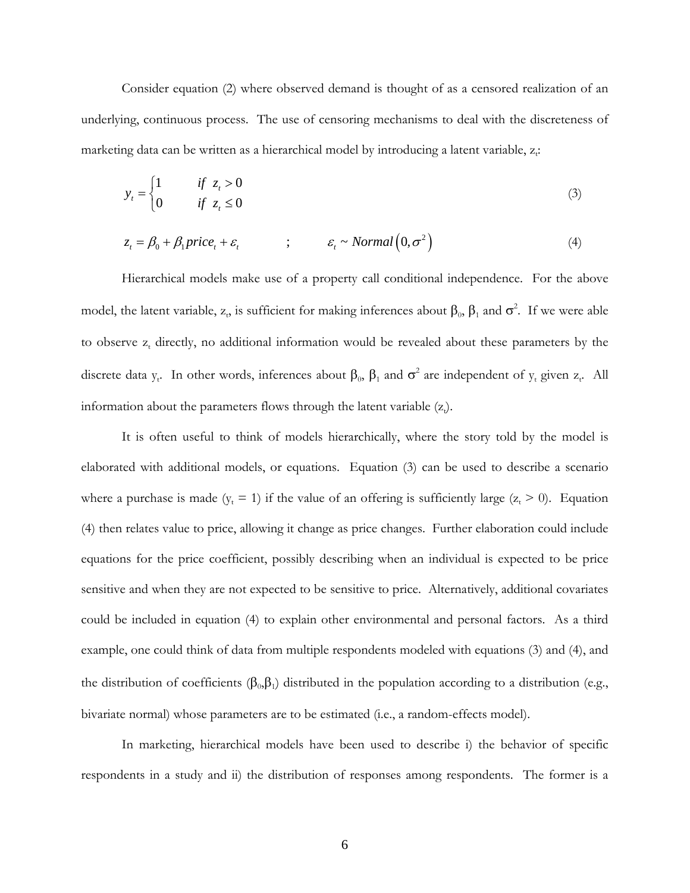Consider equation (2) where observed demand is thought of as a censored realization of an underlying, continuous process. The use of censoring mechanisms to deal with the discreteness of marketing data can be written as a hierarchical model by introducing a latent variable, $z_t$:

$$y_t = \begin{cases} 1 & if \;\; z_t > 0 \\ 0 & if \;\; z_t \leq 0 \end{cases} \tag{3}$$

$$z_t = \beta_0 + \beta_1 price_t + \varepsilon_t \qquad ; \qquad \varepsilon_t \sim Normal\left(0, \sigma^2\right) \tag{4}$$

Hierarchical models make use of a property call conditional independence. For the above model, the latent variable, $z_t$, is sufficient for making inferences about $\beta_0$, $\beta_1$ and $\sigma^2$. If we were able to observe $z_t$ directly, no additional information would be revealed about these parameters by the discrete data $y_t$. In other words, inferences about $\beta_0$, $\beta_1$ and $\sigma^2$ are independent of $y_t$ given $z_t$. All information about the parameters flows through the latent variable ($z_t$).

It is often useful to think of models hierarchically, where the story told by the model is elaborated with additional models, or equations. Equation (3) can be used to describe a scenario where a purchase is made ($y_t = 1$) if the value of an offering is sufficiently large ($z_t > 0$). Equation (4) then relates value to price, allowing it change as price changes. Further elaboration could include equations for the price coefficient, possibly describing when an individual is expected to be price sensitive and when they are not expected to be sensitive to price. Alternatively, additional covariates could be included in equation (4) to explain other environmental and personal factors. As a third example, one could think of data from multiple respondents modeled with equations (3) and (4), and the distribution of coefficients ($\beta_0$,$\beta_1$) distributed in the population according to a distribution (e.g., bivariate normal) whose parameters are to be estimated (i.e., a random-effects model).

In marketing, hierarchical models have been used to describe i) the behavior of specific respondents in a study and ii) the distribution of responses among respondents. The former is a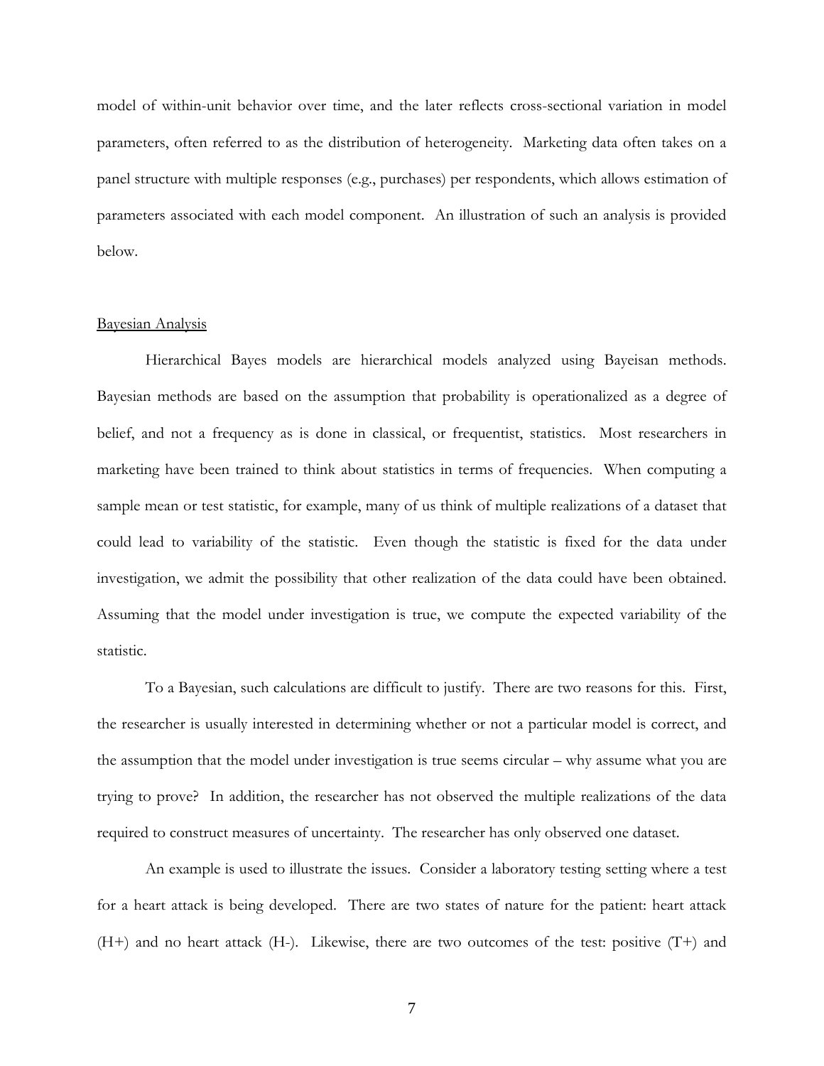model of within-unit behavior over time, and the later reflects cross-sectional variation in model parameters, often referred to as the distribution of heterogeneity. Marketing data often takes on a panel structure with multiple responses (e.g., purchases) per respondents, which allows estimation of parameters associated with each model component. An illustration of such an analysis is provided below.

## Bayesian Analysis

Hierarchical Bayes models are hierarchical models analyzed using Bayeisan methods. Bayesian methods are based on the assumption that probability is operationalized as a degree of belief, and not a frequency as is done in classical, or frequentist, statistics. Most researchers in marketing have been trained to think about statistics in terms of frequencies. When computing a sample mean or test statistic, for example, many of us think of multiple realizations of a dataset that could lead to variability of the statistic. Even though the statistic is fixed for the data under investigation, we admit the possibility that other realization of the data could have been obtained. Assuming that the model under investigation is true, we compute the expected variability of the statistic.

To a Bayesian, such calculations are difficult to justify. There are two reasons for this. First, the researcher is usually interested in determining whether or not a particular model is correct, and the assumption that the model under investigation is true seems circular – why assume what you are trying to prove? In addition, the researcher has not observed the multiple realizations of the data required to construct measures of uncertainty. The researcher has only observed one dataset.

An example is used to illustrate the issues. Consider a laboratory testing setting where a test for a heart attack is being developed. There are two states of nature for the patient: heart attack (H+) and no heart attack (H-). Likewise, there are two outcomes of the test: positive (T+) and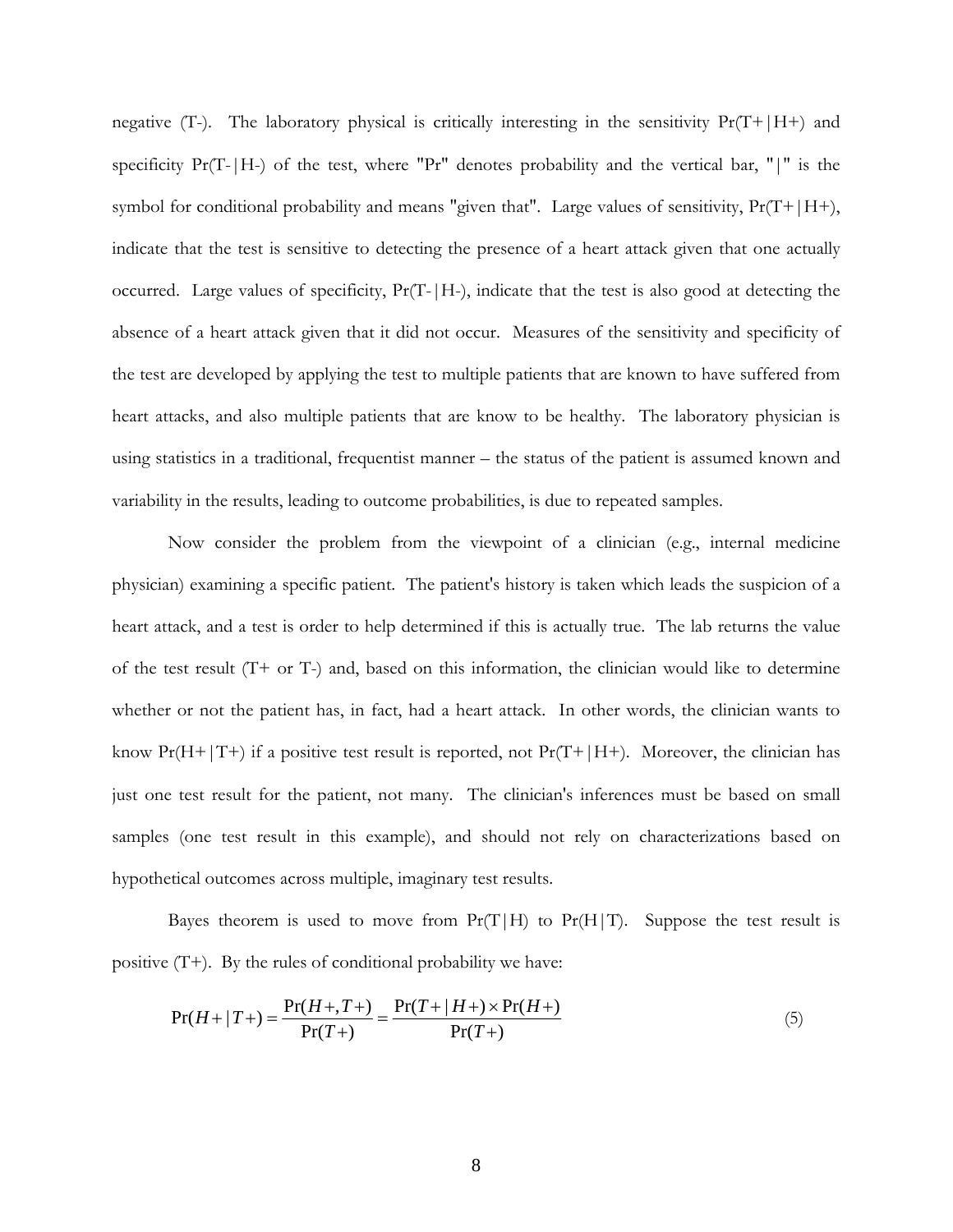negative (T-). The laboratory physical is critically interesting in the sensitivity Pr(T+|H+) and specificity Pr(T-|H-) of the test, where "Pr" denotes probability and the vertical bar, "|" is the symbol for conditional probability and means "given that". Large values of sensitivity, Pr(T+|H+), indicate that the test is sensitive to detecting the presence of a heart attack given that one actually occurred. Large values of specificity, Pr(T-|H-), indicate that the test is also good at detecting the absence of a heart attack given that it did not occur. Measures of the sensitivity and specificity of the test are developed by applying the test to multiple patients that are known to have suffered from heart attacks, and also multiple patients that are know to be healthy. The laboratory physician is using statistics in a traditional, frequentist manner – the status of the patient is assumed known and variability in the results, leading to outcome probabilities, is due to repeated samples.

Now consider the problem from the viewpoint of a clinician (e.g., internal medicine physician) examining a specific patient. The patient's history is taken which leads the suspicion of a heart attack, and a test is order to help determined if this is actually true. The lab returns the value of the test result (T+ or T-) and, based on this information, the clinician would like to determine whether or not the patient has, in fact, had a heart attack. In other words, the clinician wants to know Pr(H+|T+) if a positive test result is reported, not Pr(T+|H+). Moreover, the clinician has just one test result for the patient, not many. The clinician's inferences must be based on small samples (one test result in this example), and should not rely on characterizations based on hypothetical outcomes across multiple, imaginary test results.

Bayes theorem is used to move from Pr(T|H) to Pr(H|T). Suppose the test result is positive (T+). By the rules of conditional probability we have:

$$\Pr(H+|T+) = \frac{\Pr(H+,T+)}{\Pr(T+)} = \frac{\Pr(T+|H+) \times \Pr(H+)}{\Pr(T+)} \tag{5}$$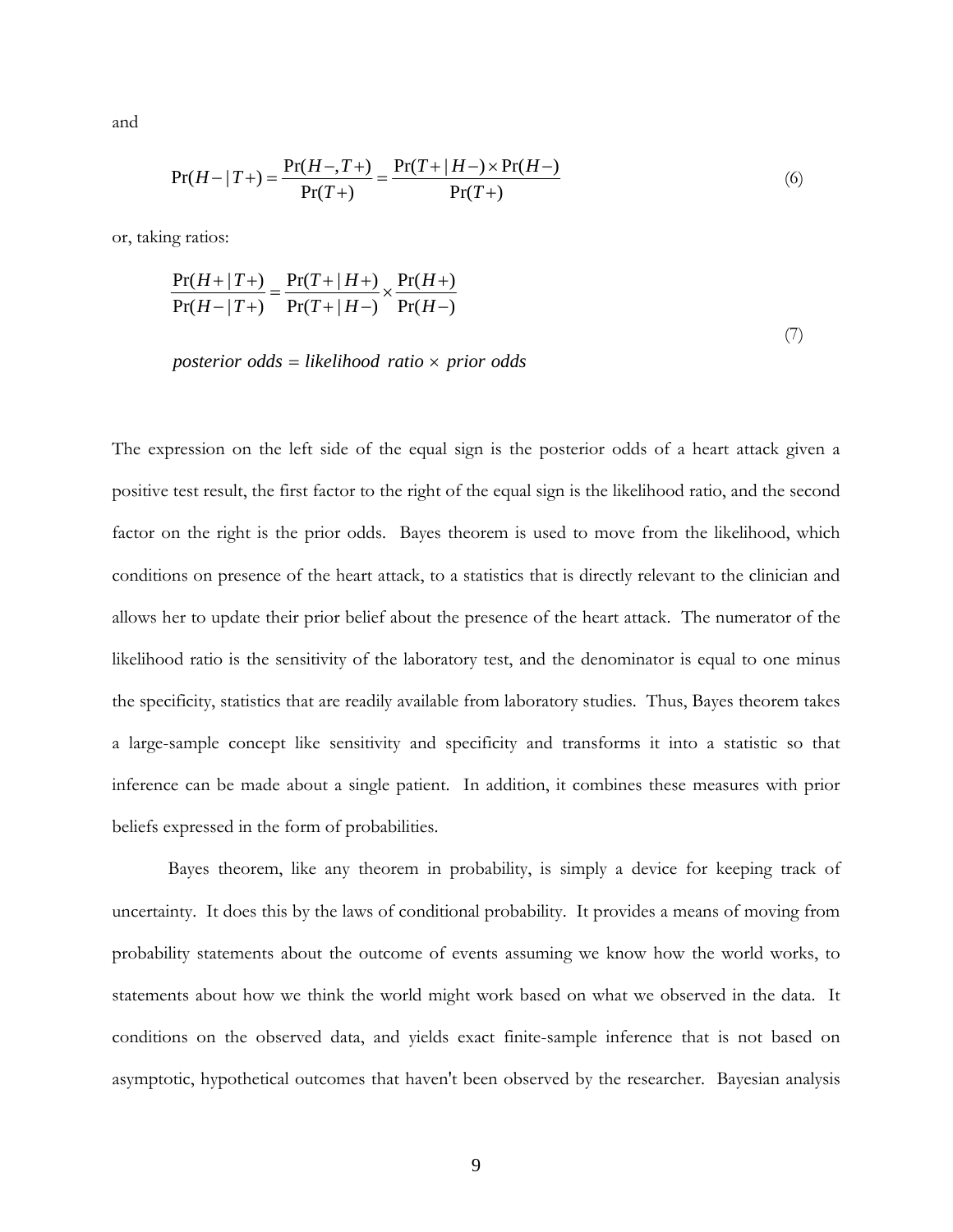and

$$\Pr(H-|T+) = \frac{\Pr(H-,T+)}{\Pr(T+)} = \frac{\Pr(T+|H-) \times \Pr(H-)}{\Pr(T+)} \tag{6}$$

or, taking ratios:

$$\frac{\Pr(H+|T+)}{\Pr(H-|T+)} = \frac{\Pr(T+|H+)}{\Pr(T+|H-)} \times \frac{\Pr(H+)}{\Pr(H-)}$$

$$\textit{posterior odds} = \textit{likelihood ratio} \times \textit{prior odds} \tag{7}$$

The expression on the left side of the equal sign is the posterior odds of a heart attack given a positive test result, the first factor to the right of the equal sign is the likelihood ratio, and the second factor on the right is the prior odds. Bayes theorem is used to move from the likelihood, which conditions on presence of the heart attack, to a statistics that is directly relevant to the clinician and allows her to update their prior belief about the presence of the heart attack. The numerator of the likelihood ratio is the sensitivity of the laboratory test, and the denominator is equal to one minus the specificity, statistics that are readily available from laboratory studies. Thus, Bayes theorem takes a large-sample concept like sensitivity and specificity and transforms it into a statistic so that inference can be made about a single patient. In addition, it combines these measures with prior beliefs expressed in the form of probabilities.

Bayes theorem, like any theorem in probability, is simply a device for keeping track of uncertainty. It does this by the laws of conditional probability. It provides a means of moving from probability statements about the outcome of events assuming we know how the world works, to statements about how we think the world might work based on what we observed in the data. It conditions on the observed data, and yields exact finite-sample inference that is not based on asymptotic, hypothetical outcomes that haven't been observed by the researcher. Bayesian analysis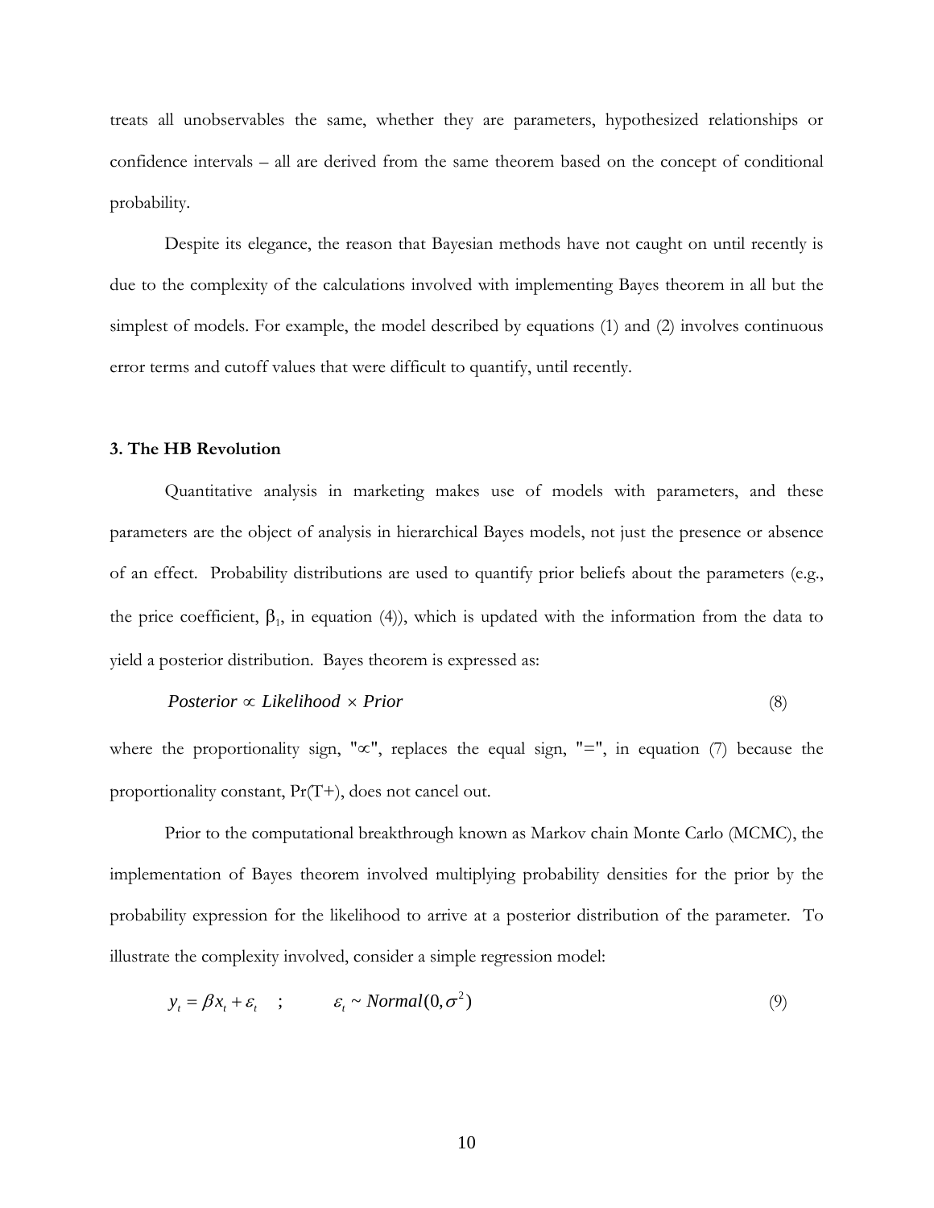treats all unobservables the same, whether they are parameters, hypothesized relationships or confidence intervals – all are derived from the same theorem based on the concept of conditional probability.

Despite its elegance, the reason that Bayesian methods have not caught on until recently is due to the complexity of the calculations involved with implementing Bayes theorem in all but the simplest of models. For example, the model described by equations (1) and (2) involves continuous error terms and cutoff values that were difficult to quantify, until recently.

### 3. The HB Revolution

Quantitative analysis in marketing makes use of models with parameters, and these parameters are the object of analysis in hierarchical Bayes models, not just the presence or absence of an effect. Probability distributions are used to quantify prior beliefs about the parameters (e.g., the price coefficient, $\beta_1$, in equation (4)), which is updated with the information from the data to yield a posterior distribution. Bayes theorem is expressed as:

$$Posterior \propto Likelihood \times Prior \tag{8}$$

where the proportionality sign, "$\propto$", replaces the equal sign, "=", in equation (7) because the proportionality constant, Pr(T+), does not cancel out.

Prior to the computational breakthrough known as Markov chain Monte Carlo (MCMC), the implementation of Bayes theorem involved multiplying probability densities for the prior by the probability expression for the likelihood to arrive at a posterior distribution of the parameter. To illustrate the complexity involved, consider a simple regression model:

$$y_t = \beta x_t + \varepsilon_t \quad ; \qquad \varepsilon_t \sim Normal(0, \sigma^2) \tag{9}$$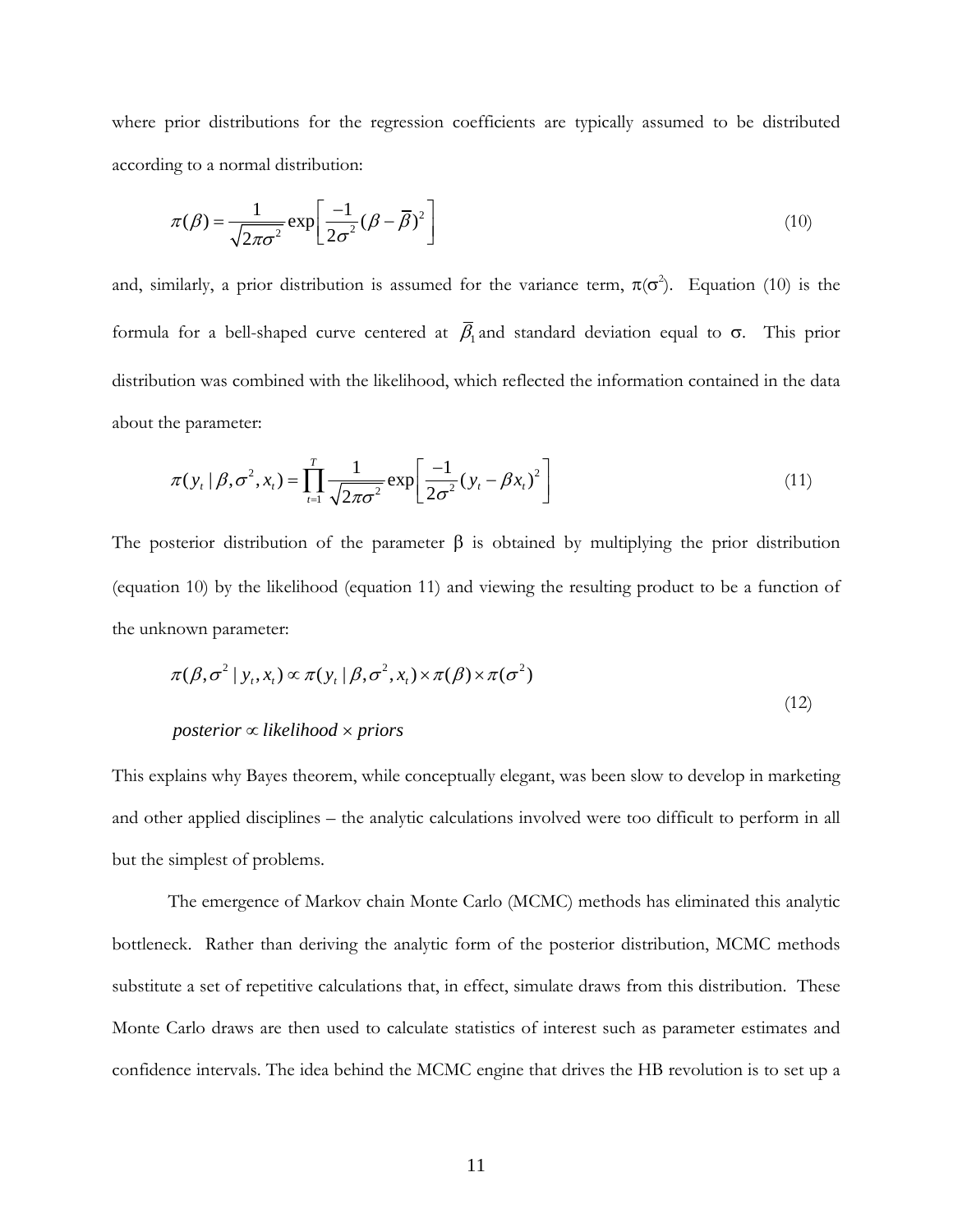where prior distributions for the regression coefficients are typically assumed to be distributed according to a normal distribution:

$$\pi(\beta) = \frac{1}{\sqrt{2\pi\sigma^2}} \exp\left[\frac{-1}{2\sigma^2}(\beta - \overline{\beta})^2\right] \tag{10}$$

and, similarly, a prior distribution is assumed for the variance term, $\pi(\sigma^2)$. Equation (10) is the formula for a bell-shaped curve centered at $\overline{\beta}_1$ and standard deviation equal to $\sigma$. This prior distribution was combined with the likelihood, which reflected the information contained in the data about the parameter:

$$\pi(y_t \mid \beta, \sigma^2, x_t) = \prod_{t=1}^{T} \frac{1}{\sqrt{2\pi\sigma^2}} \exp\left[\frac{-1}{2\sigma^2}(y_t - \beta x_t)^2\right] \tag{11}$$

The posterior distribution of the parameter $\beta$ is obtained by multiplying the prior distribution (equation 10) by the likelihood (equation 11) and viewing the resulting product to be a function of the unknown parameter:

$$\begin{aligned} &\pi(\beta, \sigma^2 \mid y_t, x_t) \propto \pi(y_t \mid \beta, \sigma^2, x_t) \times \pi(\beta) \times \pi(\sigma^2) \\ &\textit{posterior} \propto \textit{likelihood} \times \textit{priors} \end{aligned} \tag{12}$$

This explains why Bayes theorem, while conceptually elegant, was been slow to develop in marketing and other applied disciplines – the analytic calculations involved were too difficult to perform in all but the simplest of problems.

The emergence of Markov chain Monte Carlo (MCMC) methods has eliminated this analytic bottleneck. Rather than deriving the analytic form of the posterior distribution, MCMC methods substitute a set of repetitive calculations that, in effect, simulate draws from this distribution. These Monte Carlo draws are then used to calculate statistics of interest such as parameter estimates and confidence intervals. The idea behind the MCMC engine that drives the HB revolution is to set up a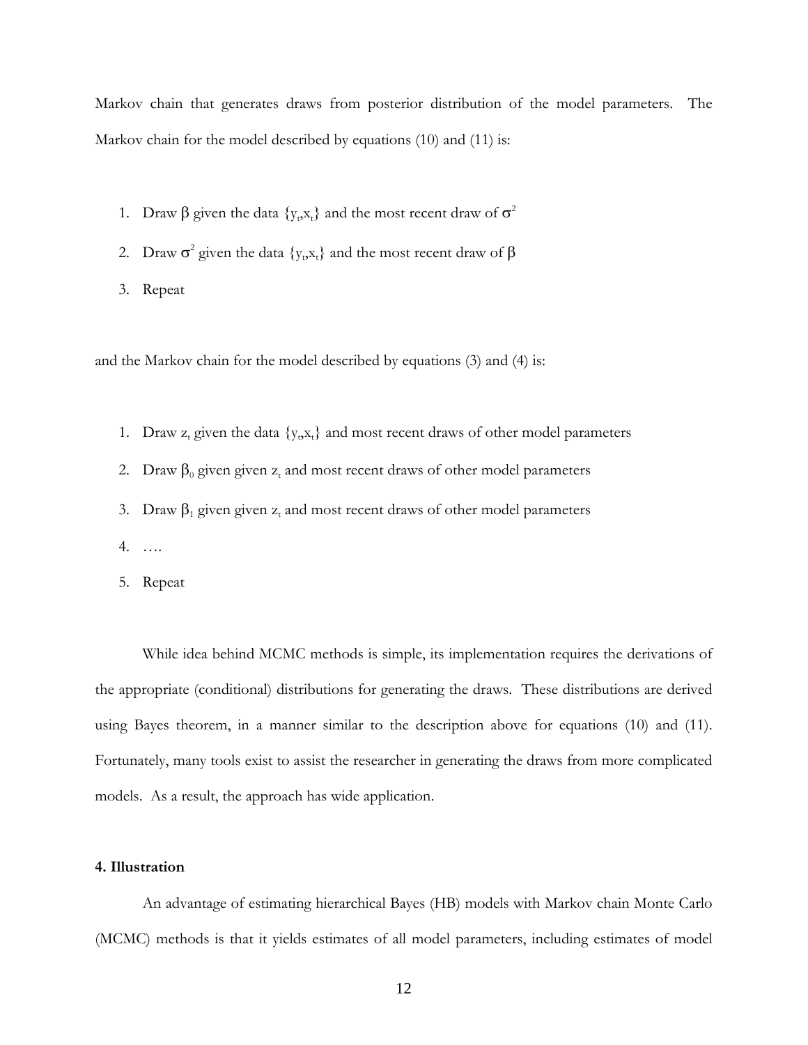Markov chain that generates draws from posterior distribution of the model parameters. The Markov chain for the model described by equations (10) and (11) is:

1. Draw $\beta$ given the data $\{y_t,x_t\}$ and the most recent draw of $\sigma^2$
2. Draw $\sigma^2$ given the data $\{y_t,x_t\}$ and the most recent draw of $\beta$
3. Repeat

and the Markov chain for the model described by equations (3) and (4) is:

1. Draw $z_t$ given the data $\{y_t,x_t\}$ and most recent draws of other model parameters
2. Draw $\beta_0$ given given $z_t$ and most recent draws of other model parameters
3. Draw $\beta_1$ given given $z_t$ and most recent draws of other model parameters
4. ….
5. Repeat

While idea behind MCMC methods is simple, its implementation requires the derivations of the appropriate (conditional) distributions for generating the draws. These distributions are derived using Bayes theorem, in a manner similar to the description above for equations (10) and (11). Fortunately, many tools exist to assist the researcher in generating the draws from more complicated models. As a result, the approach has wide application.

## 4. Illustration

An advantage of estimating hierarchical Bayes (HB) models with Markov chain Monte Carlo (MCMC) methods is that it yields estimates of all model parameters, including estimates of model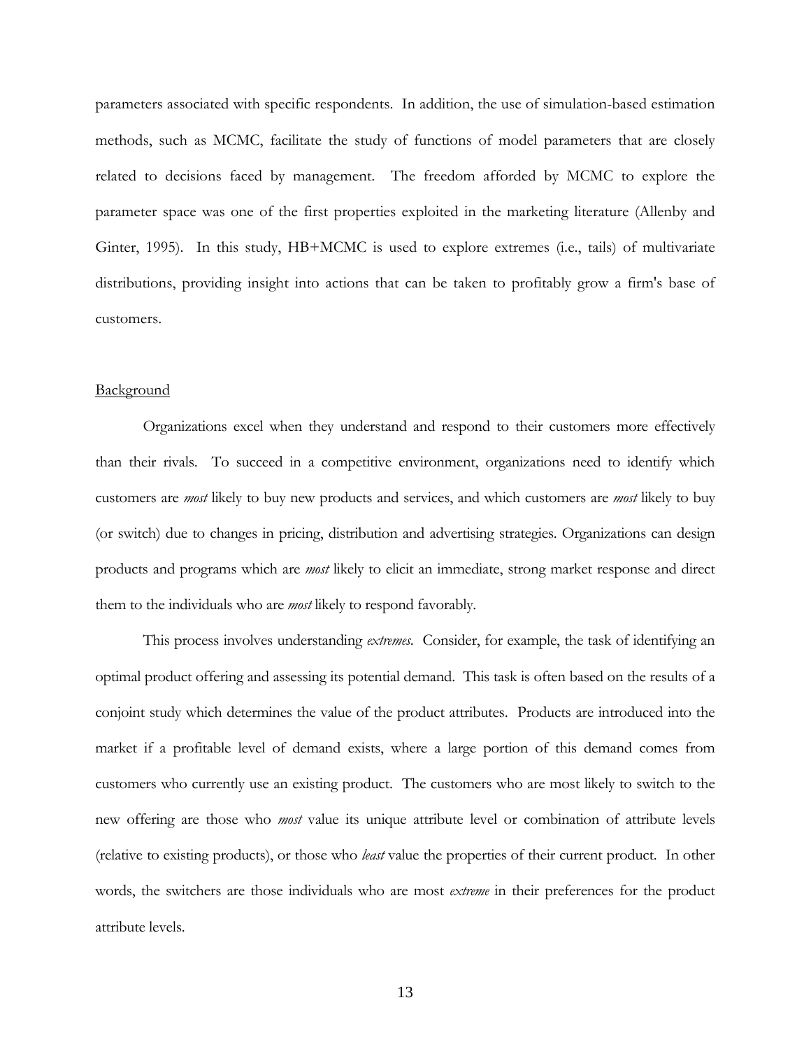parameters associated with specific respondents. In addition, the use of simulation-based estimation methods, such as MCMC, facilitate the study of functions of model parameters that are closely related to decisions faced by management. The freedom afforded by MCMC to explore the parameter space was one of the first properties exploited in the marketing literature (Allenby and Ginter, 1995). In this study, HB+MCMC is used to explore extremes (i.e., tails) of multivariate distributions, providing insight into actions that can be taken to profitably grow a firm's base of customers.

## Background

Organizations excel when they understand and respond to their customers more effectively than their rivals. To succeed in a competitive environment, organizations need to identify which customers are *most* likely to buy new products and services, and which customers are *most* likely to buy (or switch) due to changes in pricing, distribution and advertising strategies. Organizations can design products and programs which are *most* likely to elicit an immediate, strong market response and direct them to the individuals who are *most* likely to respond favorably.

This process involves understanding *extremes*. Consider, for example, the task of identifying an optimal product offering and assessing its potential demand. This task is often based on the results of a conjoint study which determines the value of the product attributes. Products are introduced into the market if a profitable level of demand exists, where a large portion of this demand comes from customers who currently use an existing product. The customers who are most likely to switch to the new offering are those who *most* value its unique attribute level or combination of attribute levels (relative to existing products), or those who *least* value the properties of their current product. In other words, the switchers are those individuals who are most *extreme* in their preferences for the product attribute levels.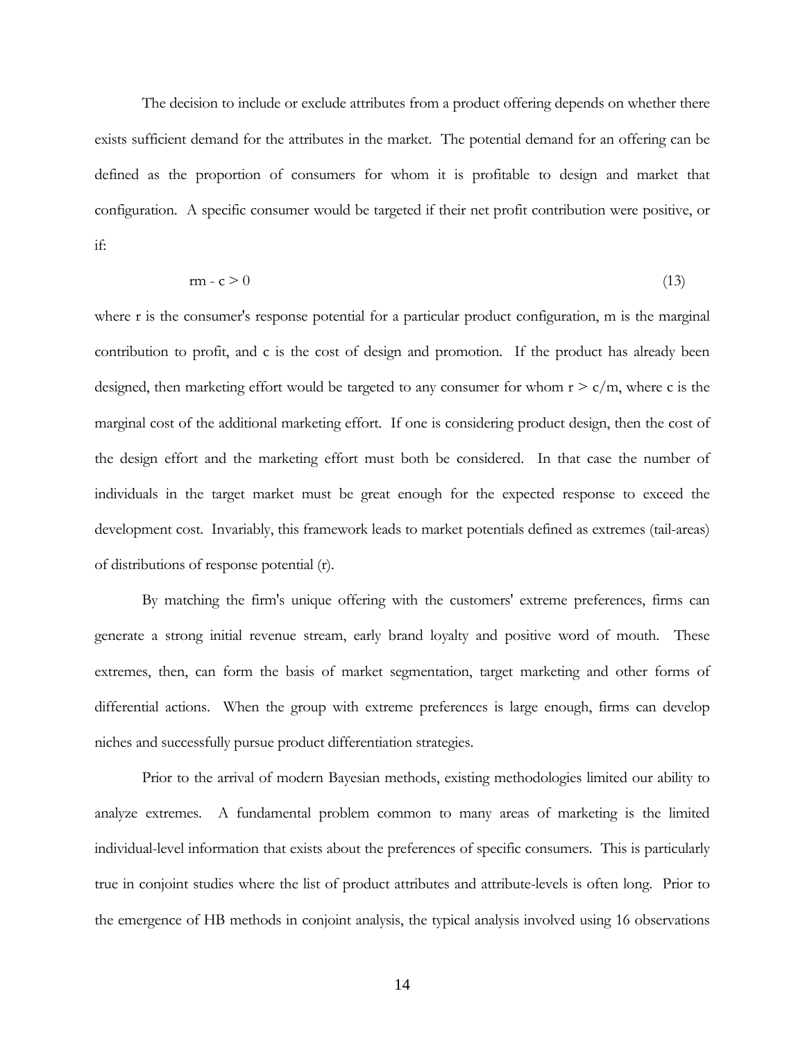The decision to include or exclude attributes from a product offering depends on whether there exists sufficient demand for the attributes in the market. The potential demand for an offering can be defined as the proportion of consumers for whom it is profitable to design and market that configuration. A specific consumer would be targeted if their net profit contribution were positive, or if:

$$rm - c > 0 \tag{13}$$

where r is the consumer's response potential for a particular product configuration, m is the marginal contribution to profit, and c is the cost of design and promotion. If the product has already been designed, then marketing effort would be targeted to any consumer for whom $r > c/m$, where c is the marginal cost of the additional marketing effort. If one is considering product design, then the cost of the design effort and the marketing effort must both be considered. In that case the number of individuals in the target market must be great enough for the expected response to exceed the development cost. Invariably, this framework leads to market potentials defined as extremes (tail-areas) of distributions of response potential (r).

By matching the firm's unique offering with the customers' extreme preferences, firms can generate a strong initial revenue stream, early brand loyalty and positive word of mouth. These extremes, then, can form the basis of market segmentation, target marketing and other forms of differential actions. When the group with extreme preferences is large enough, firms can develop niches and successfully pursue product differentiation strategies.

Prior to the arrival of modern Bayesian methods, existing methodologies limited our ability to analyze extremes. A fundamental problem common to many areas of marketing is the limited individual-level information that exists about the preferences of specific consumers. This is particularly true in conjoint studies where the list of product attributes and attribute-levels is often long. Prior to the emergence of HB methods in conjoint analysis, the typical analysis involved using 16 observations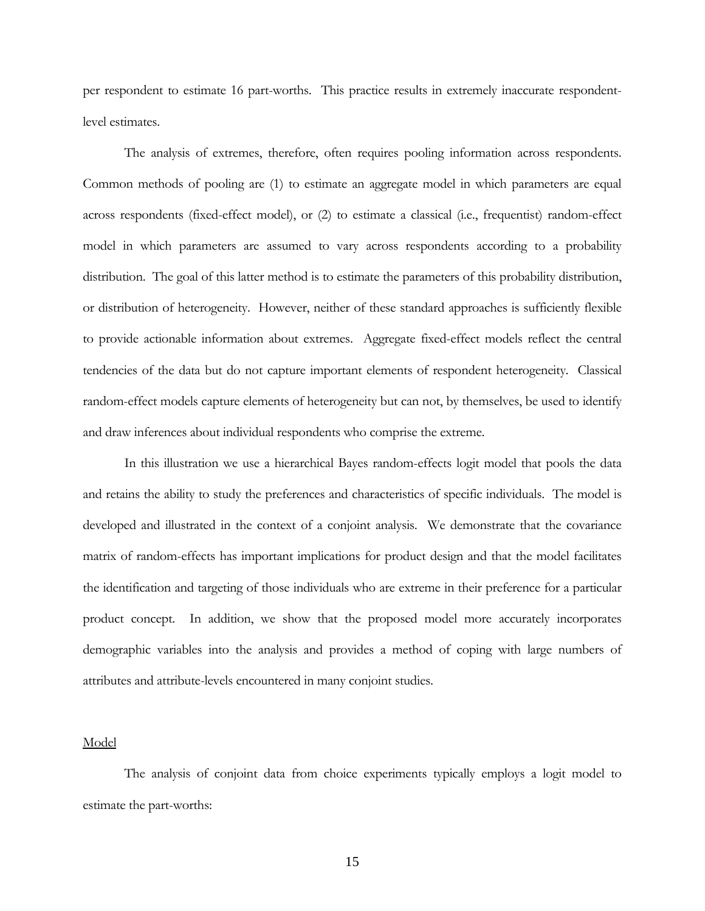per respondent to estimate 16 part-worths. This practice results in extremely inaccurate respondent-level estimates.

The analysis of extremes, therefore, often requires pooling information across respondents. Common methods of pooling are (1) to estimate an aggregate model in which parameters are equal across respondents (fixed-effect model), or (2) to estimate a classical (i.e., frequentist) random-effect model in which parameters are assumed to vary across respondents according to a probability distribution. The goal of this latter method is to estimate the parameters of this probability distribution, or distribution of heterogeneity. However, neither of these standard approaches is sufficiently flexible to provide actionable information about extremes. Aggregate fixed-effect models reflect the central tendencies of the data but do not capture important elements of respondent heterogeneity. Classical random-effect models capture elements of heterogeneity but can not, by themselves, be used to identify and draw inferences about individual respondents who comprise the extreme.

In this illustration we use a hierarchical Bayes random-effects logit model that pools the data and retains the ability to study the preferences and characteristics of specific individuals. The model is developed and illustrated in the context of a conjoint analysis. We demonstrate that the covariance matrix of random-effects has important implications for product design and that the model facilitates the identification and targeting of those individuals who are extreme in their preference for a particular product concept. In addition, we show that the proposed model more accurately incorporates demographic variables into the analysis and provides a method of coping with large numbers of attributes and attribute-levels encountered in many conjoint studies.

## Model

The analysis of conjoint data from choice experiments typically employs a logit model to estimate the part-worths: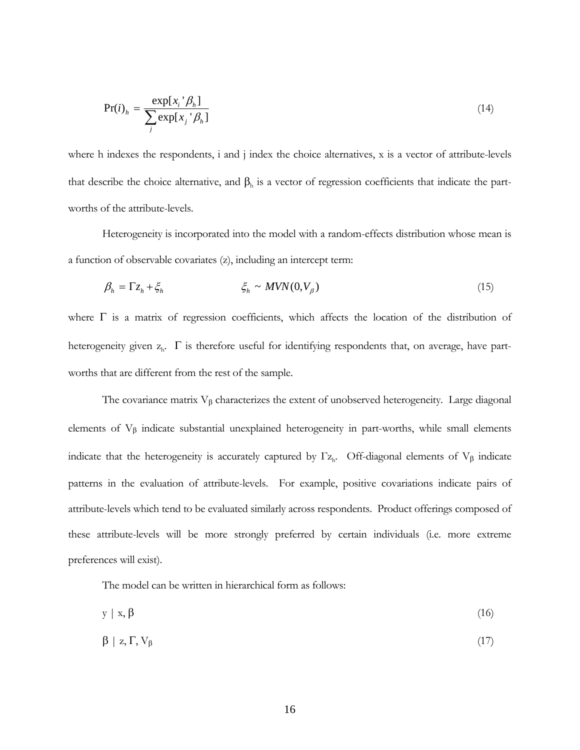$$\Pr(i)_h = \frac{\exp[x_i{}'\beta_h]}{\sum_j \exp[x_j{}'\beta_h]} \tag{14}$$

where h indexes the respondents, i and j index the choice alternatives, x is a vector of attribute-levels that describe the choice alternative, and $\beta_h$ is a vector of regression coefficients that indicate the part-worths of the attribute-levels.

Heterogeneity is incorporated into the model with a random-effects distribution whose mean is a function of observable covariates (z), including an intercept term:

$$\beta_h = \Gamma z_h + \xi_h \qquad\qquad \xi_h \sim MVN(0, V_\beta) \tag{15}$$

where $\Gamma$ is a matrix of regression coefficients, which affects the location of the distribution of heterogeneity given $z_h$. $\Gamma$ is therefore useful for identifying respondents that, on average, have part-worths that are different from the rest of the sample.

The covariance matrix $V_\beta$ characterizes the extent of unobserved heterogeneity. Large diagonal elements of $V_\beta$ indicate substantial unexplained heterogeneity in part-worths, while small elements indicate that the heterogeneity is accurately captured by $\Gamma z_h$. Off-diagonal elements of $V_\beta$ indicate patterns in the evaluation of attribute-levels. For example, positive covariations indicate pairs of attribute-levels which tend to be evaluated similarly across respondents. Product offerings composed of these attribute-levels will be more strongly preferred by certain individuals (i.e. more extreme preferences will exist).

The model can be written in hierarchical form as follows:

$$y \mid x, \beta \tag{16}$$

$$\beta \mid z, \Gamma, V_\beta \tag{17}$$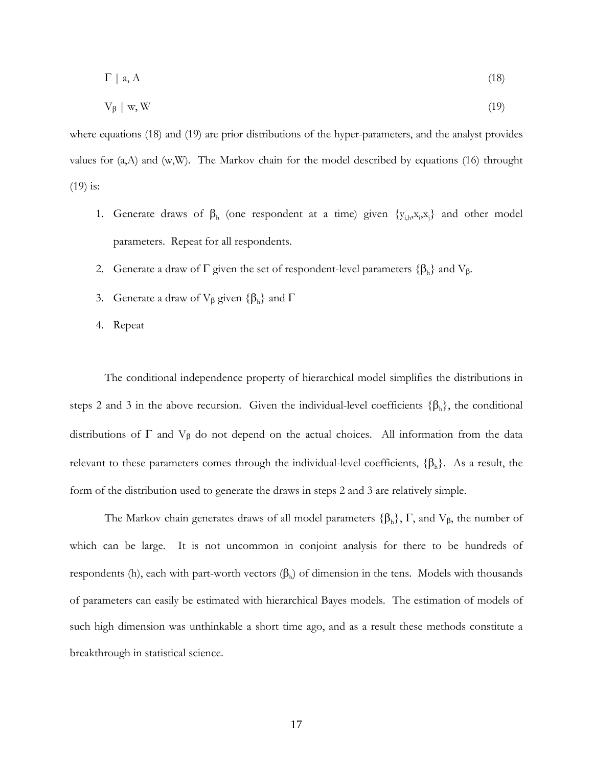$$\Gamma \mid a, A \tag{18}$$

$$V_\beta \mid w, W \tag{19}$$

where equations (18) and (19) are prior distributions of the hyper-parameters, and the analyst provides values for (a,A) and (w,W). The Markov chain for the model described by equations (16) throught (19) is:

1. Generate draws of $\beta_h$ (one respondent at a time) given $\{y_{i,h},x_i,x_j\}$ and other model parameters. Repeat for all respondents.
2. Generate a draw of $\Gamma$ given the set of respondent-level parameters $\{\beta_h\}$ and $V_\beta$.
3. Generate a draw of $V_\beta$ given $\{\beta_h\}$ and $\Gamma$
4. Repeat

The conditional independence property of hierarchical model simplifies the distributions in steps 2 and 3 in the above recursion. Given the individual-level coefficients $\{\beta_h\}$, the conditional distributions of $\Gamma$ and $V_\beta$ do not depend on the actual choices. All information from the data relevant to these parameters comes through the individual-level coefficients, $\{\beta_h\}$. As a result, the form of the distribution used to generate the draws in steps 2 and 3 are relatively simple.

The Markov chain generates draws of all model parameters $\{\beta_h\}$, $\Gamma$, and $V_\beta$, the number of which can be large. It is not uncommon in conjoint analysis for there to be hundreds of respondents (h), each with part-worth vectors ($\beta_h$) of dimension in the tens. Models with thousands of parameters can easily be estimated with hierarchical Bayes models. The estimation of models of such high dimension was unthinkable a short time ago, and as a result these methods constitute a breakthrough in statistical science.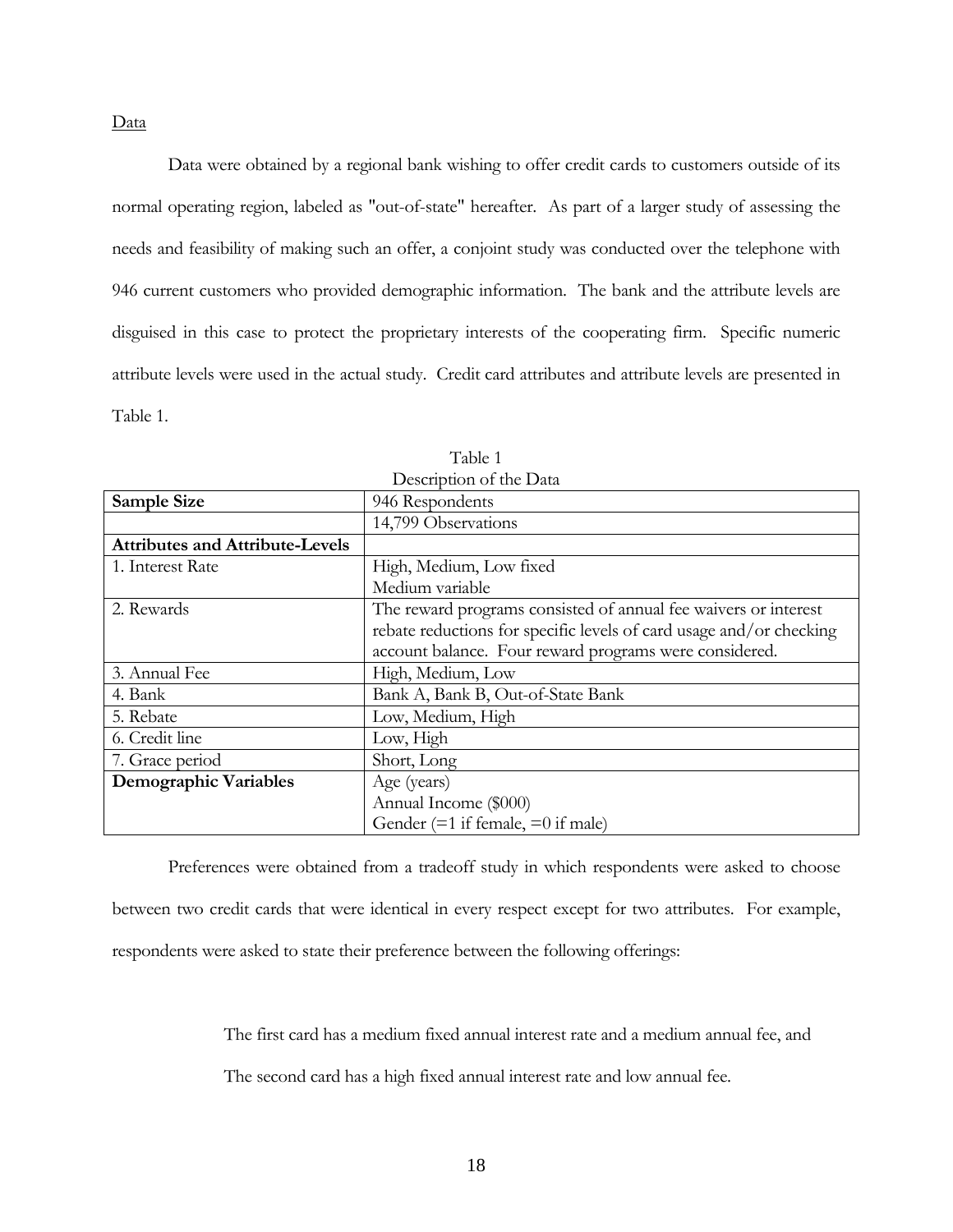Data

Data were obtained by a regional bank wishing to offer credit cards to customers outside of its normal operating region, labeled as "out-of-state" hereafter. As part of a larger study of assessing the needs and feasibility of making such an offer, a conjoint study was conducted over the telephone with 946 current customers who provided demographic information. The bank and the attribute levels are disguised in this case to protect the proprietary interests of the cooperating firm. Specific numeric attribute levels were used in the actual study. Credit card attributes and attribute levels are presented in Table 1.

Table 1
Description of the Data

| **Sample Size** | 946 Respondents |
|---|---|
| | 14,799 Observations |
| **Attributes and Attribute-Levels** | |
| 1. Interest Rate | High, Medium, Low fixed<br>Medium variable |
| 2. Rewards | The reward programs consisted of annual fee waivers or interest rebate reductions for specific levels of card usage and/or checking account balance. Four reward programs were considered. |
| 3. Annual Fee | High, Medium, Low |
| 4. Bank | Bank A, Bank B, Out-of-State Bank |
| 5. Rebate | Low, Medium, High |
| 6. Credit line | Low, High |
| 7. Grace period | Short, Long |
| **Demographic Variables** | Age (years)<br>Annual Income ($000)<br>Gender (=1 if female, =0 if male) |

Preferences were obtained from a tradeoff study in which respondents were asked to choose between two credit cards that were identical in every respect except for two attributes. For example, respondents were asked to state their preference between the following offerings:

> The first card has a medium fixed annual interest rate and a medium annual fee, and
>
> The second card has a high fixed annual interest rate and low annual fee.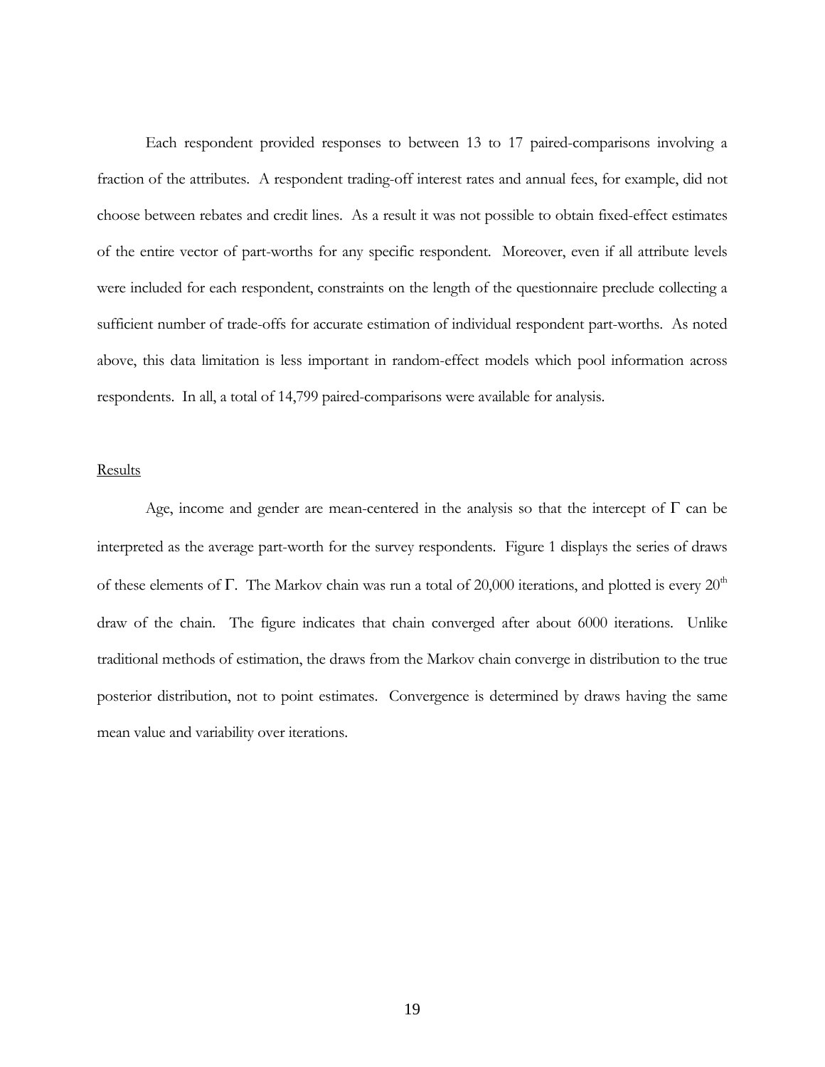Each respondent provided responses to between 13 to 17 paired-comparisons involving a fraction of the attributes. A respondent trading-off interest rates and annual fees, for example, did not choose between rebates and credit lines. As a result it was not possible to obtain fixed-effect estimates of the entire vector of part-worths for any specific respondent. Moreover, even if all attribute levels were included for each respondent, constraints on the length of the questionnaire preclude collecting a sufficient number of trade-offs for accurate estimation of individual respondent part-worths. As noted above, this data limitation is less important in random-effect models which pool information across respondents. In all, a total of 14,799 paired-comparisons were available for analysis.

## Results

Age, income and gender are mean-centered in the analysis so that the intercept of $\Gamma$ can be interpreted as the average part-worth for the survey respondents. Figure 1 displays the series of draws of these elements of $\Gamma$. The Markov chain was run a total of 20,000 iterations, and plotted is every $20^{th}$ draw of the chain. The figure indicates that chain converged after about 6000 iterations. Unlike traditional methods of estimation, the draws from the Markov chain converge in distribution to the true posterior distribution, not to point estimates. Convergence is determined by draws having the same mean value and variability over iterations.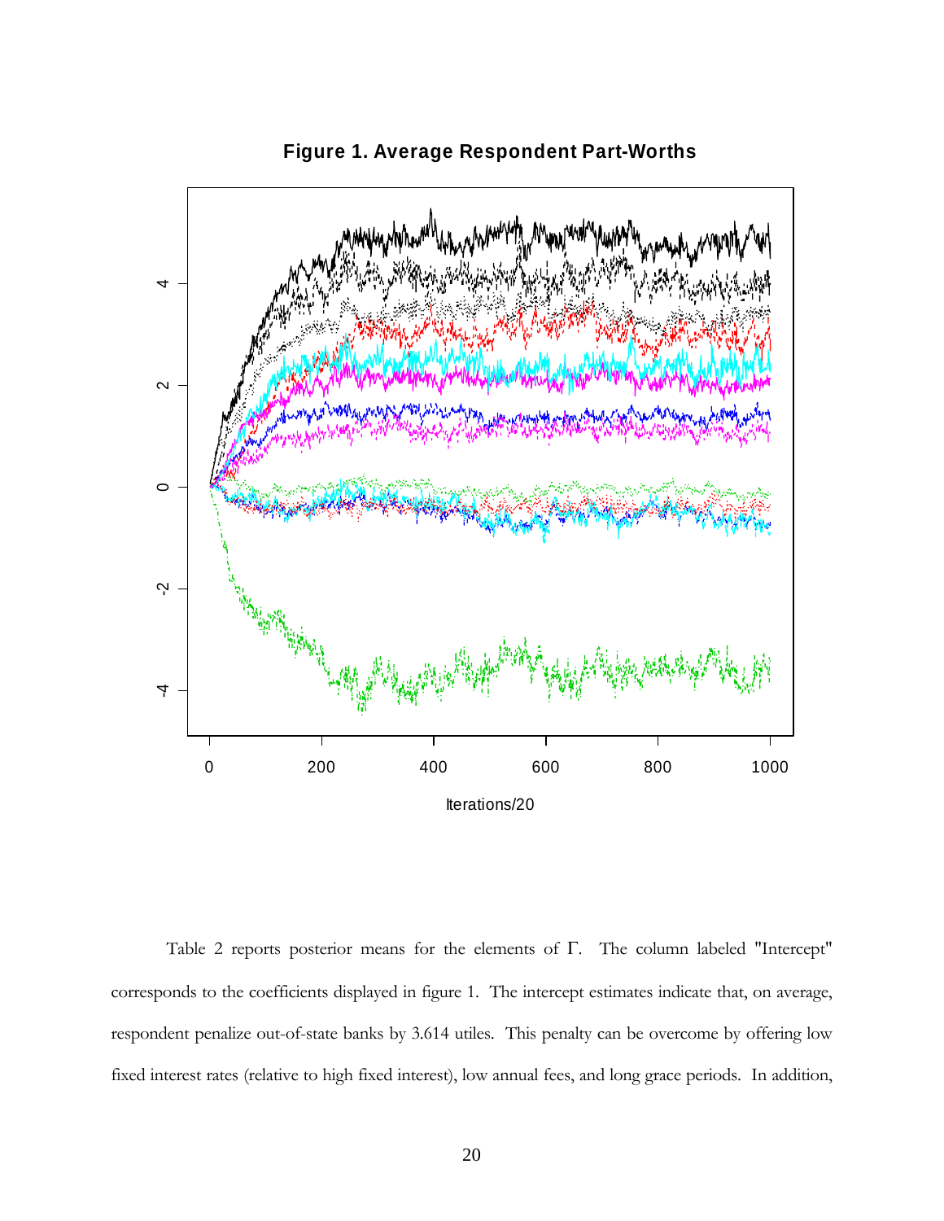**Figure 1. Average Respondent Part-Worths**

Table 2 reports posterior means for the elements of $\Gamma$. The column labeled "Intercept" corresponds to the coefficients displayed in figure 1. The intercept estimates indicate that, on average, respondent penalize out-of-state banks by 3.614 utiles. This penalty can be overcome by offering low fixed interest rates (relative to high fixed interest), low annual fees, and long grace periods. In addition,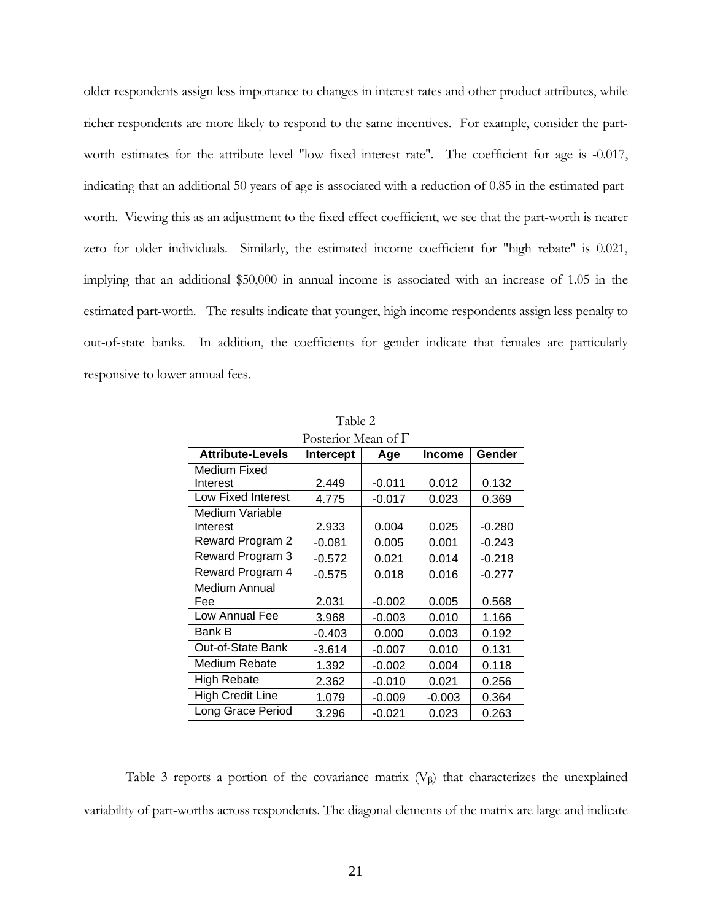older respondents assign less importance to changes in interest rates and other product attributes, while richer respondents are more likely to respond to the same incentives. For example, consider the part-worth estimates for the attribute level "low fixed interest rate". The coefficient for age is -0.017, indicating that an additional 50 years of age is associated with a reduction of 0.85 in the estimated part-worth. Viewing this as an adjustment to the fixed effect coefficient, we see that the part-worth is nearer zero for older individuals. Similarly, the estimated income coefficient for "high rebate" is 0.021, implying that an additional $50,000 in annual income is associated with an increase of 1.05 in the estimated part-worth. The results indicate that younger, high income respondents assign less penalty to out-of-state banks. In addition, the coefficients for gender indicate that females are particularly responsive to lower annual fees.

Table 2
Posterior Mean of $\Gamma$

| Attribute-Levels | Intercept | Age | Income | Gender |
|---|---|---|---|---|
| Medium Fixed Interest | 2.449 | -0.011 | 0.012 | 0.132 |
| Low Fixed Interest | 4.775 | -0.017 | 0.023 | 0.369 |
| Medium Variable Interest | 2.933 | 0.004 | 0.025 | -0.280 |
| Reward Program 2 | -0.081 | 0.005 | 0.001 | -0.243 |
| Reward Program 3 | -0.572 | 0.021 | 0.014 | -0.218 |
| Reward Program 4 | -0.575 | 0.018 | 0.016 | -0.277 |
| Medium Annual Fee | 2.031 | -0.002 | 0.005 | 0.568 |
| Low Annual Fee | 3.968 | -0.003 | 0.010 | 1.166 |
| Bank B | -0.403 | 0.000 | 0.003 | 0.192 |
| Out-of-State Bank | -3.614 | -0.007 | 0.010 | 0.131 |
| Medium Rebate | 1.392 | -0.002 | 0.004 | 0.118 |
| High Rebate | 2.362 | -0.010 | 0.021 | 0.256 |
| High Credit Line | 1.079 | -0.009 | -0.003 | 0.364 |
| Long Grace Period | 3.296 | -0.021 | 0.023 | 0.263 |

Table 3 reports a portion of the covariance matrix ($V_\beta$) that characterizes the unexplained variability of part-worths across respondents. The diagonal elements of the matrix are large and indicate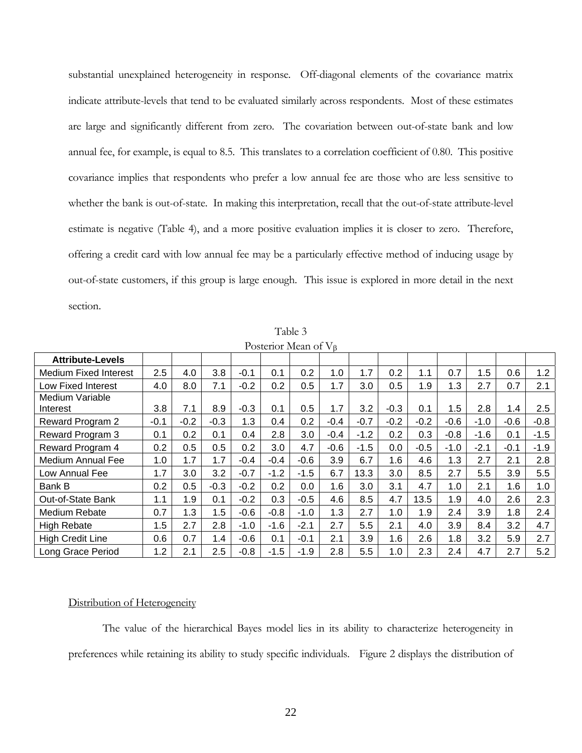substantial unexplained heterogeneity in response. Off-diagonal elements of the covariance matrix indicate attribute-levels that tend to be evaluated similarly across respondents. Most of these estimates are large and significantly different from zero. The covariation between out-of-state bank and low annual fee, for example, is equal to 8.5. This translates to a correlation coefficient of 0.80. This positive covariance implies that respondents who prefer a low annual fee are those who are less sensitive to whether the bank is out-of-state. In making this interpretation, recall that the out-of-state attribute-level estimate is negative (Table 4), and a more positive evaluation implies it is closer to zero. Therefore, offering a credit card with low annual fee may be a particularly effective method of inducing usage by out-of-state customers, if this group is large enough. This issue is explored in more detail in the next section.

Table 3

Posterior Mean of $V_\beta$

| Attribute-Levels | | | | | | | | | | | | | | |
|---|---|---|---|---|---|---|---|---|---|---|---|---|---|---|
| Medium Fixed Interest | 2.5 | 4.0 | 3.8 | -0.1 | 0.1 | 0.2 | 1.0 | 1.7 | 0.2 | 1.1 | 0.7 | 1.5 | 0.6 | 1.2 |
| Low Fixed Interest | 4.0 | 8.0 | 7.1 | -0.2 | 0.2 | 0.5 | 1.7 | 3.0 | 0.5 | 1.9 | 1.3 | 2.7 | 0.7 | 2.1 |
| Medium Variable Interest | 3.8 | 7.1 | 8.9 | -0.3 | 0.1 | 0.5 | 1.7 | 3.2 | -0.3 | 0.1 | 1.5 | 2.8 | 1.4 | 2.5 |
| Reward Program 2 | -0.1 | -0.2 | -0.3 | 1.3 | 0.4 | 0.2 | -0.4 | -0.7 | -0.2 | -0.2 | -0.6 | -1.0 | -0.6 | -0.8 |
| Reward Program 3 | 0.1 | 0.2 | 0.1 | 0.4 | 2.8 | 3.0 | -0.4 | -1.2 | 0.2 | 0.3 | -0.8 | -1.6 | 0.1 | -1.5 |
| Reward Program 4 | 0.2 | 0.5 | 0.5 | 0.2 | 3.0 | 4.7 | -0.6 | -1.5 | 0.0 | -0.5 | -1.0 | -2.1 | -0.1 | -1.9 |
| Medium Annual Fee | 1.0 | 1.7 | 1.7 | -0.4 | -0.4 | -0.6 | 3.9 | 6.7 | 1.6 | 4.6 | 1.3 | 2.7 | 2.1 | 2.8 |
| Low Annual Fee | 1.7 | 3.0 | 3.2 | -0.7 | -1.2 | -1.5 | 6.7 | 13.3 | 3.0 | 8.5 | 2.7 | 5.5 | 3.9 | 5.5 |
| Bank B | 0.2 | 0.5 | -0.3 | -0.2 | 0.2 | 0.0 | 1.6 | 3.0 | 3.1 | 4.7 | 1.0 | 2.1 | 1.6 | 1.0 |
| Out-of-State Bank | 1.1 | 1.9 | 0.1 | -0.2 | 0.3 | -0.5 | 4.6 | 8.5 | 4.7 | 13.5 | 1.9 | 4.0 | 2.6 | 2.3 |
| Medium Rebate | 0.7 | 1.3 | 1.5 | -0.6 | -0.8 | -1.0 | 1.3 | 2.7 | 1.0 | 1.9 | 2.4 | 3.9 | 1.8 | 2.4 |
| High Rebate | 1.5 | 2.7 | 2.8 | -1.0 | -1.6 | -2.1 | 2.7 | 5.5 | 2.1 | 4.0 | 3.9 | 8.4 | 3.2 | 4.7 |
| High Credit Line | 0.6 | 0.7 | 1.4 | -0.6 | 0.1 | -0.1 | 2.1 | 3.9 | 1.6 | 2.6 | 1.8 | 3.2 | 5.9 | 2.7 |
| Long Grace Period | 1.2 | 2.1 | 2.5 | -0.8 | -1.5 | -1.9 | 2.8 | 5.5 | 1.0 | 2.3 | 2.4 | 4.7 | 2.7 | 5.2 |

Distribution of Heterogeneity

The value of the hierarchical Bayes model lies in its ability to characterize heterogeneity in preferences while retaining its ability to study specific individuals. Figure 2 displays the distribution of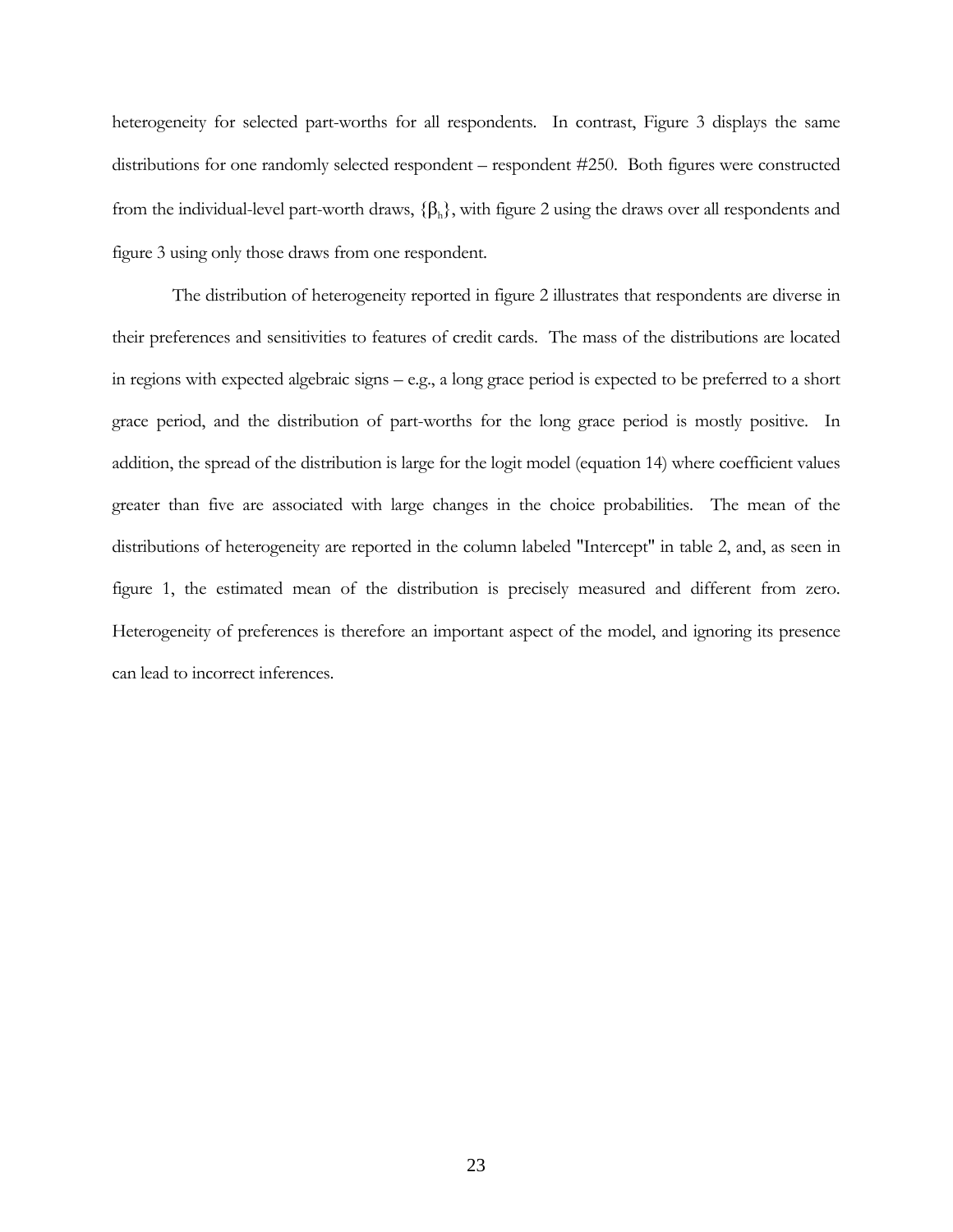heterogeneity for selected part-worths for all respondents. In contrast, Figure 3 displays the same distributions for one randomly selected respondent – respondent #250. Both figures were constructed from the individual-level part-worth draws, $\{\beta_h\}$, with figure 2 using the draws over all respondents and figure 3 using only those draws from one respondent.

The distribution of heterogeneity reported in figure 2 illustrates that respondents are diverse in their preferences and sensitivities to features of credit cards. The mass of the distributions are located in regions with expected algebraic signs – e.g., a long grace period is expected to be preferred to a short grace period, and the distribution of part-worths for the long grace period is mostly positive. In addition, the spread of the distribution is large for the logit model (equation 14) where coefficient values greater than five are associated with large changes in the choice probabilities. The mean of the distributions of heterogeneity are reported in the column labeled "Intercept" in table 2, and, as seen in figure 1, the estimated mean of the distribution is precisely measured and different from zero. Heterogeneity of preferences is therefore an important aspect of the model, and ignoring its presence can lead to incorrect inferences.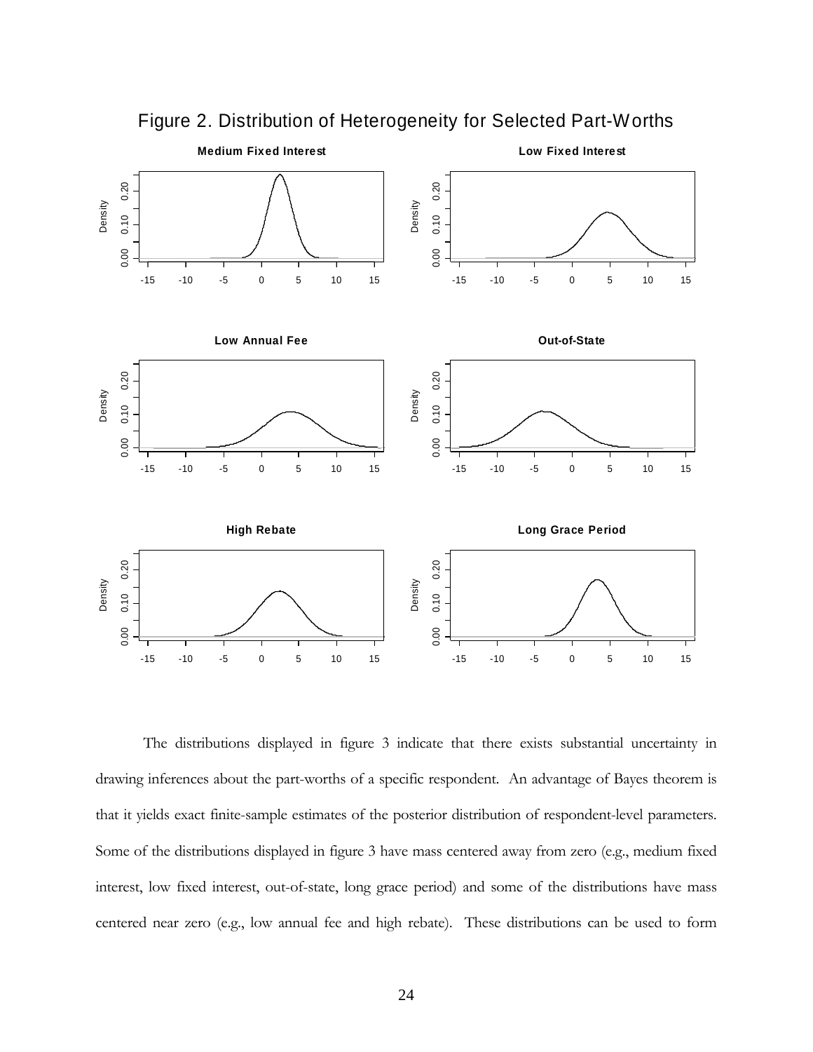Figure 2. Distribution of Heterogeneity for Selected Part-Worths

The distributions displayed in figure 3 indicate that there exists substantial uncertainty in drawing inferences about the part-worths of a specific respondent. An advantage of Bayes theorem is that it yields exact finite-sample estimates of the posterior distribution of respondent-level parameters. Some of the distributions displayed in figure 3 have mass centered away from zero (e.g., medium fixed interest, low fixed interest, out-of-state, long grace period) and some of the distributions have mass centered near zero (e.g., low annual fee and high rebate). These distributions can be used to form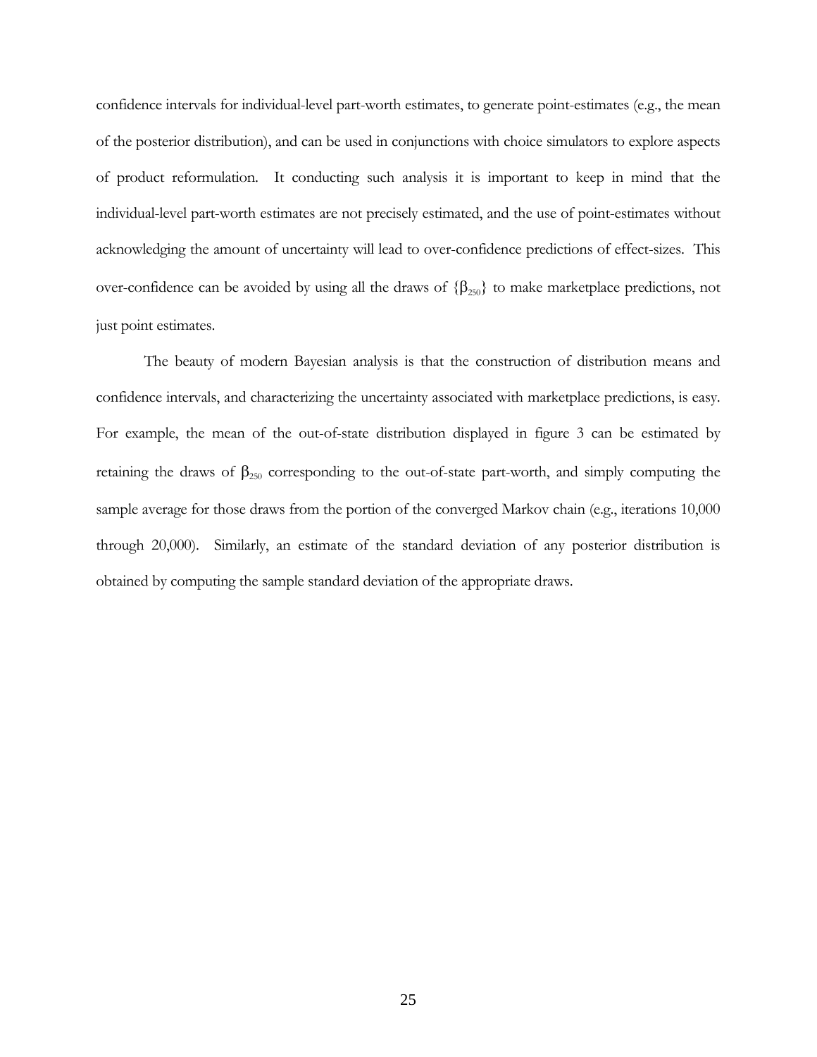confidence intervals for individual-level part-worth estimates, to generate point-estimates (e.g., the mean of the posterior distribution), and can be used in conjunctions with choice simulators to explore aspects of product reformulation. It conducting such analysis it is important to keep in mind that the individual-level part-worth estimates are not precisely estimated, and the use of point-estimates without acknowledging the amount of uncertainty will lead to over-confidence predictions of effect-sizes. This over-confidence can be avoided by using all the draws of $\{\beta_{250}\}$ to make marketplace predictions, not just point estimates.

The beauty of modern Bayesian analysis is that the construction of distribution means and confidence intervals, and characterizing the uncertainty associated with marketplace predictions, is easy. For example, the mean of the out-of-state distribution displayed in figure 3 can be estimated by retaining the draws of $\beta_{250}$ corresponding to the out-of-state part-worth, and simply computing the sample average for those draws from the portion of the converged Markov chain (e.g., iterations 10,000 through 20,000). Similarly, an estimate of the standard deviation of any posterior distribution is obtained by computing the sample standard deviation of the appropriate draws.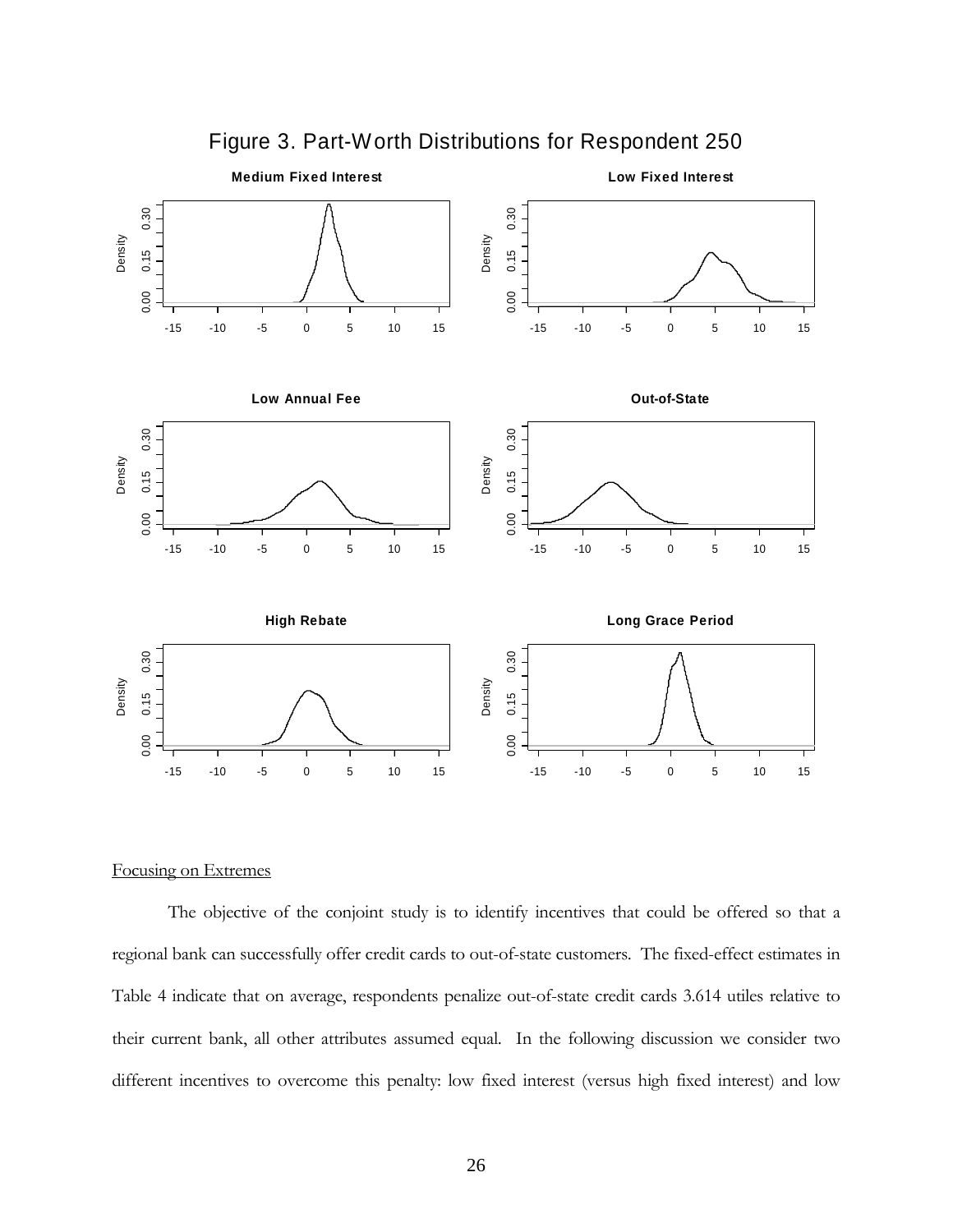Figure 3. Part-Worth Distributions for Respondent 250

Focusing on Extremes

The objective of the conjoint study is to identify incentives that could be offered so that a regional bank can successfully offer credit cards to out-of-state customers. The fixed-effect estimates in Table 4 indicate that on average, respondents penalize out-of-state credit cards 3.614 utiles relative to their current bank, all other attributes assumed equal. In the following discussion we consider two different incentives to overcome this penalty: low fixed interest (versus high fixed interest) and low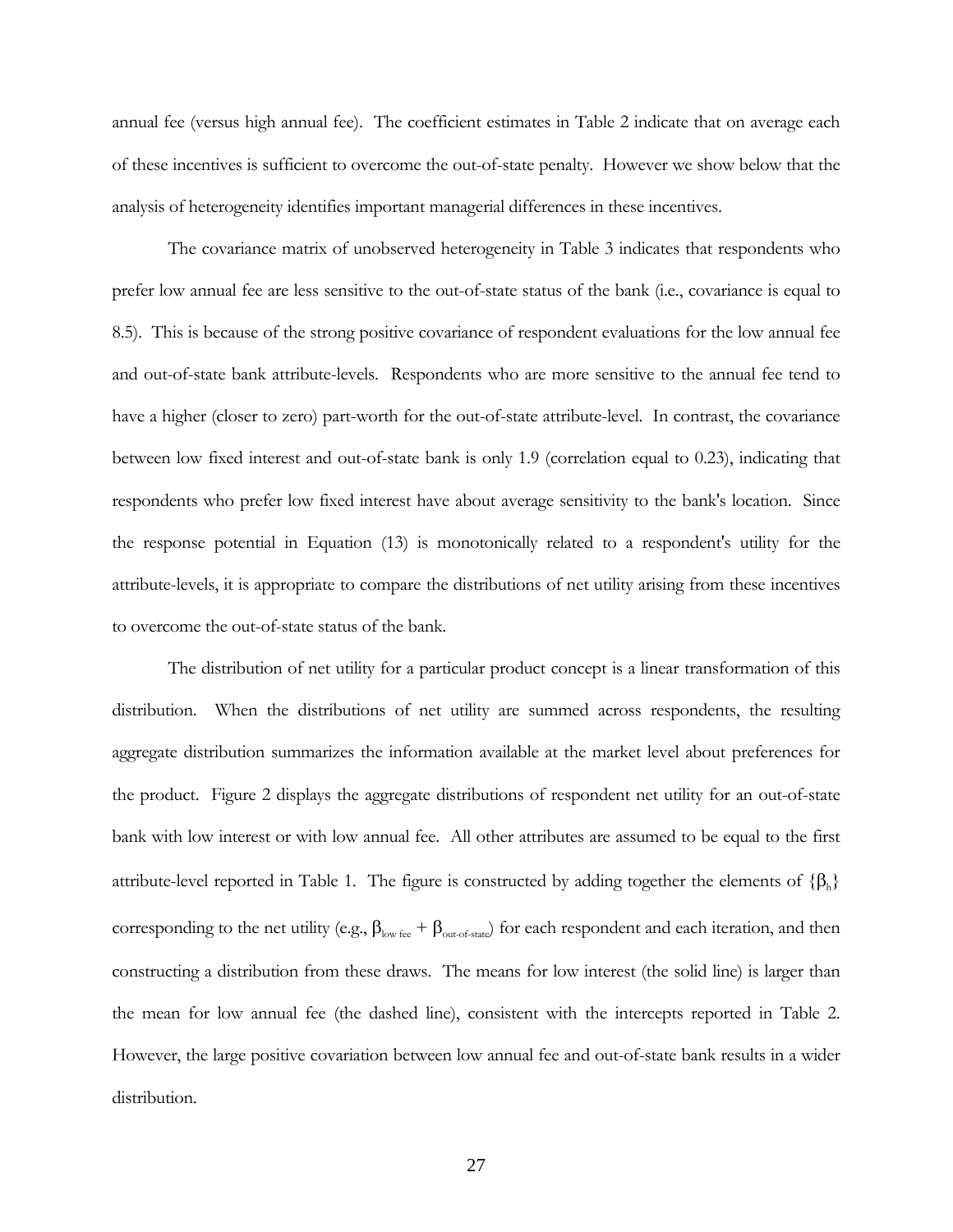annual fee (versus high annual fee). The coefficient estimates in Table 2 indicate that on average each of these incentives is sufficient to overcome the out-of-state penalty. However we show below that the analysis of heterogeneity identifies important managerial differences in these incentives.

The covariance matrix of unobserved heterogeneity in Table 3 indicates that respondents who prefer low annual fee are less sensitive to the out-of-state status of the bank (i.e., covariance is equal to 8.5). This is because of the strong positive covariance of respondent evaluations for the low annual fee and out-of-state bank attribute-levels. Respondents who are more sensitive to the annual fee tend to have a higher (closer to zero) part-worth for the out-of-state attribute-level. In contrast, the covariance between low fixed interest and out-of-state bank is only 1.9 (correlation equal to 0.23), indicating that respondents who prefer low fixed interest have about average sensitivity to the bank's location. Since the response potential in Equation (13) is monotonically related to a respondent's utility for the attribute-levels, it is appropriate to compare the distributions of net utility arising from these incentives to overcome the out-of-state status of the bank.

The distribution of net utility for a particular product concept is a linear transformation of this distribution. When the distributions of net utility are summed across respondents, the resulting aggregate distribution summarizes the information available at the market level about preferences for the product. Figure 2 displays the aggregate distributions of respondent net utility for an out-of-state bank with low interest or with low annual fee. All other attributes are assumed to be equal to the first attribute-level reported in Table 1. The figure is constructed by adding together the elements of $\{\beta_h\}$ corresponding to the net utility (e.g., $\beta_{\text{low fee}} + \beta_{\text{out-of-state}}$) for each respondent and each iteration, and then constructing a distribution from these draws. The means for low interest (the solid line) is larger than the mean for low annual fee (the dashed line), consistent with the intercepts reported in Table 2. However, the large positive covariation between low annual fee and out-of-state bank results in a wider distribution.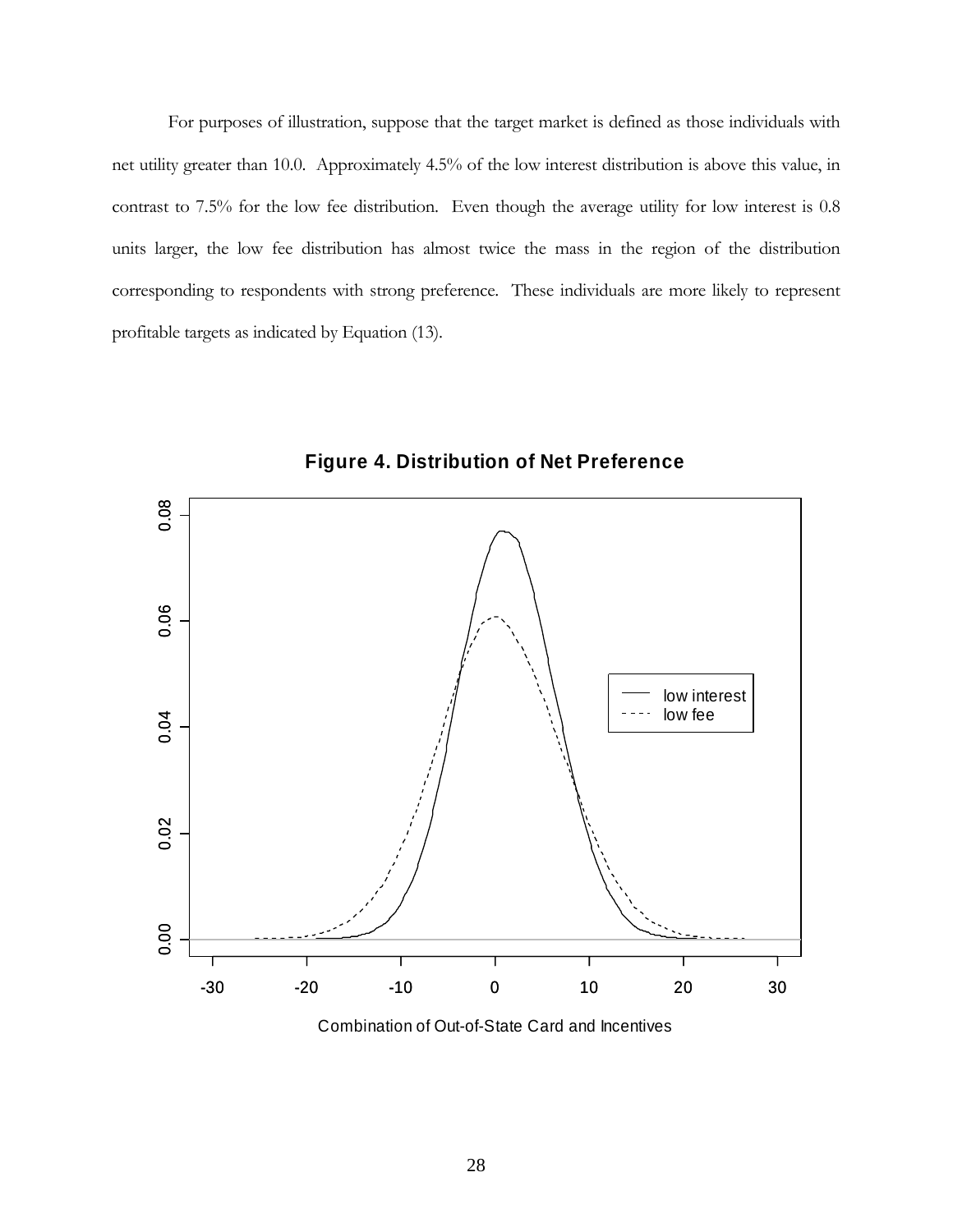For purposes of illustration, suppose that the target market is defined as those individuals with net utility greater than 10.0. Approximately 4.5% of the low interest distribution is above this value, in contrast to 7.5% for the low fee distribution. Even though the average utility for low interest is 0.8 units larger, the low fee distribution has almost twice the mass in the region of the distribution corresponding to respondents with strong preference. These individuals are more likely to represent profitable targets as indicated by Equation (13).

**Figure 4. Distribution of Net Preference**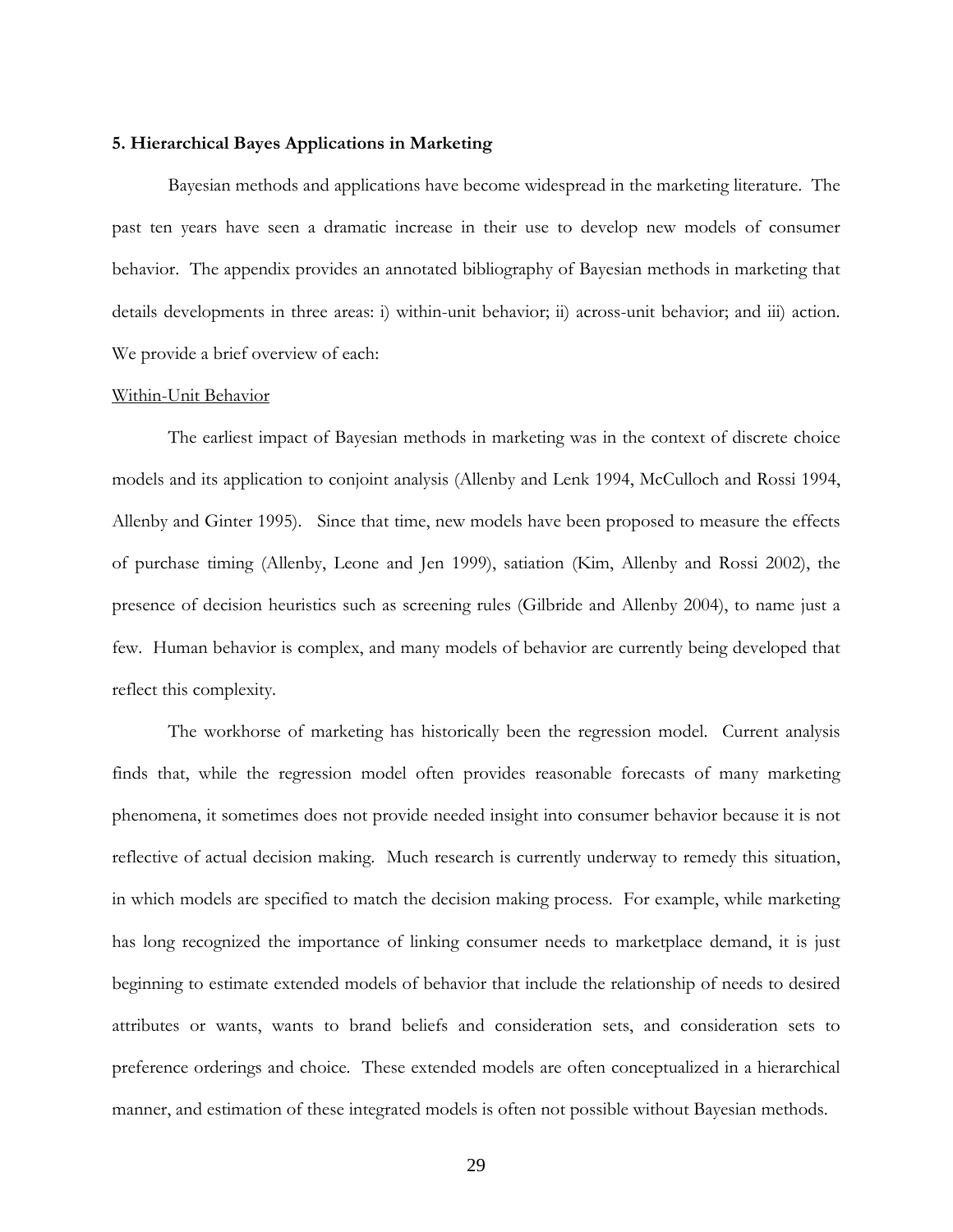## 5. Hierarchical Bayes Applications in Marketing

Bayesian methods and applications have become widespread in the marketing literature. The past ten years have seen a dramatic increase in their use to develop new models of consumer behavior. The appendix provides an annotated bibliography of Bayesian methods in marketing that details developments in three areas: i) within-unit behavior; ii) across-unit behavior; and iii) action. We provide a brief overview of each:

<u>Within-Unit Behavior</u>

The earliest impact of Bayesian methods in marketing was in the context of discrete choice models and its application to conjoint analysis (Allenby and Lenk 1994, McCulloch and Rossi 1994, Allenby and Ginter 1995). Since that time, new models have been proposed to measure the effects of purchase timing (Allenby, Leone and Jen 1999), satiation (Kim, Allenby and Rossi 2002), the presence of decision heuristics such as screening rules (Gilbride and Allenby 2004), to name just a few. Human behavior is complex, and many models of behavior are currently being developed that reflect this complexity.

The workhorse of marketing has historically been the regression model. Current analysis finds that, while the regression model often provides reasonable forecasts of many marketing phenomena, it sometimes does not provide needed insight into consumer behavior because it is not reflective of actual decision making. Much research is currently underway to remedy this situation, in which models are specified to match the decision making process. For example, while marketing has long recognized the importance of linking consumer needs to marketplace demand, it is just beginning to estimate extended models of behavior that include the relationship of needs to desired attributes or wants, wants to brand beliefs and consideration sets, and consideration sets to preference orderings and choice. These extended models are often conceptualized in a hierarchical manner, and estimation of these integrated models is often not possible without Bayesian methods.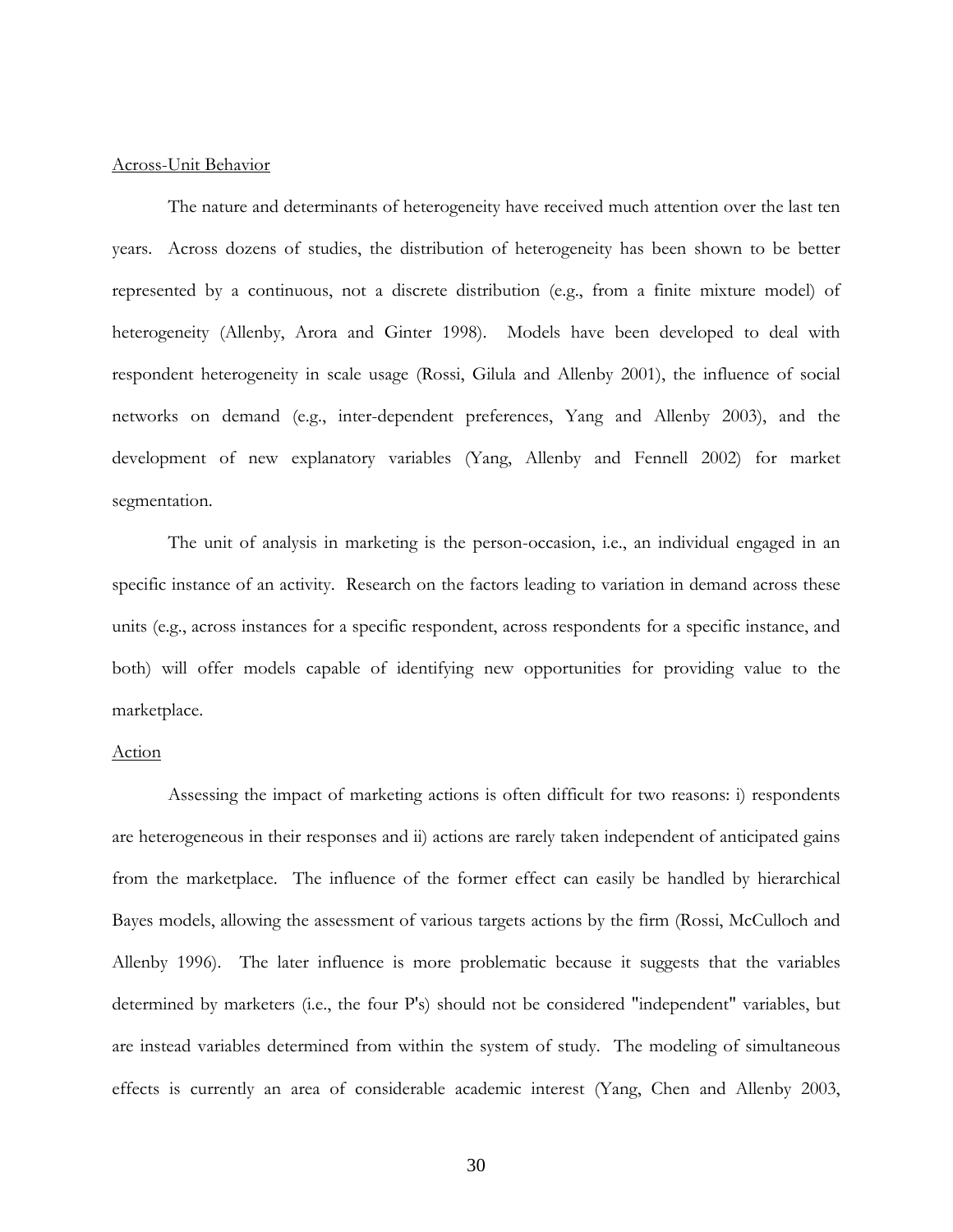Across-Unit Behavior

The nature and determinants of heterogeneity have received much attention over the last ten years. Across dozens of studies, the distribution of heterogeneity has been shown to be better represented by a continuous, not a discrete distribution (e.g., from a finite mixture model) of heterogeneity (Allenby, Arora and Ginter 1998). Models have been developed to deal with respondent heterogeneity in scale usage (Rossi, Gilula and Allenby 2001), the influence of social networks on demand (e.g., inter-dependent preferences, Yang and Allenby 2003), and the development of new explanatory variables (Yang, Allenby and Fennell 2002) for market segmentation.

The unit of analysis in marketing is the person-occasion, i.e., an individual engaged in an specific instance of an activity. Research on the factors leading to variation in demand across these units (e.g., across instances for a specific respondent, across respondents for a specific instance, and both) will offer models capable of identifying new opportunities for providing value to the marketplace.

Action

Assessing the impact of marketing actions is often difficult for two reasons: i) respondents are heterogeneous in their responses and ii) actions are rarely taken independent of anticipated gains from the marketplace. The influence of the former effect can easily be handled by hierarchical Bayes models, allowing the assessment of various targets actions by the firm (Rossi, McCulloch and Allenby 1996). The later influence is more problematic because it suggests that the variables determined by marketers (i.e., the four P's) should not be considered "independent" variables, but are instead variables determined from within the system of study. The modeling of simultaneous effects is currently an area of considerable academic interest (Yang, Chen and Allenby 2003,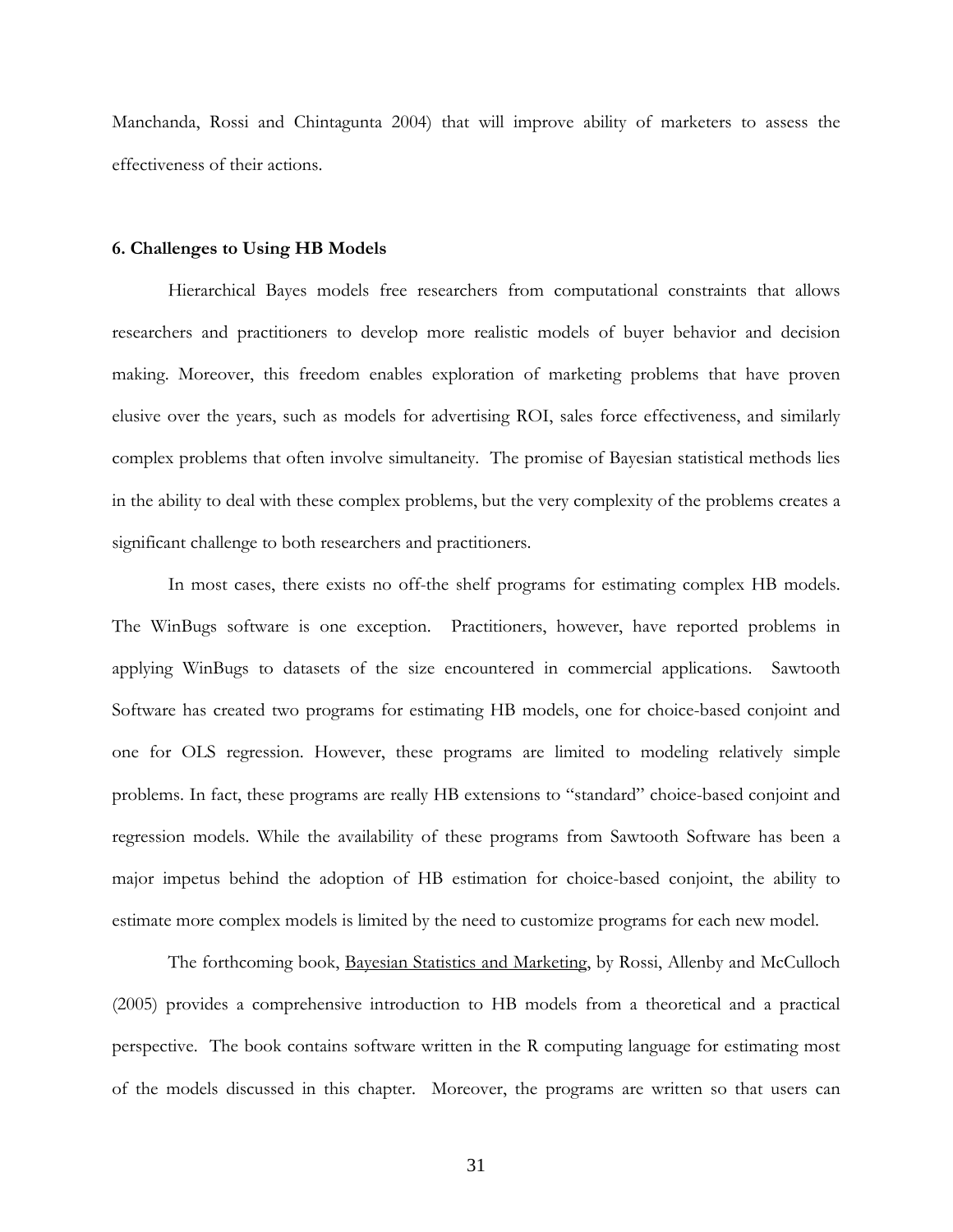Manchanda, Rossi and Chintagunta 2004) that will improve ability of marketers to assess the effectiveness of their actions.

## 6. Challenges to Using HB Models

Hierarchical Bayes models free researchers from computational constraints that allows researchers and practitioners to develop more realistic models of buyer behavior and decision making. Moreover, this freedom enables exploration of marketing problems that have proven elusive over the years, such as models for advertising ROI, sales force effectiveness, and similarly complex problems that often involve simultaneity. The promise of Bayesian statistical methods lies in the ability to deal with these complex problems, but the very complexity of the problems creates a significant challenge to both researchers and practitioners.

In most cases, there exists no off-the shelf programs for estimating complex HB models. The WinBugs software is one exception. Practitioners, however, have reported problems in applying WinBugs to datasets of the size encountered in commercial applications. Sawtooth Software has created two programs for estimating HB models, one for choice-based conjoint and one for OLS regression. However, these programs are limited to modeling relatively simple problems. In fact, these programs are really HB extensions to "standard" choice-based conjoint and regression models. While the availability of these programs from Sawtooth Software has been a major impetus behind the adoption of HB estimation for choice-based conjoint, the ability to estimate more complex models is limited by the need to customize programs for each new model.

The forthcoming book, Bayesian Statistics and Marketing, by Rossi, Allenby and McCulloch (2005) provides a comprehensive introduction to HB models from a theoretical and a practical perspective. The book contains software written in the R computing language for estimating most of the models discussed in this chapter. Moreover, the programs are written so that users can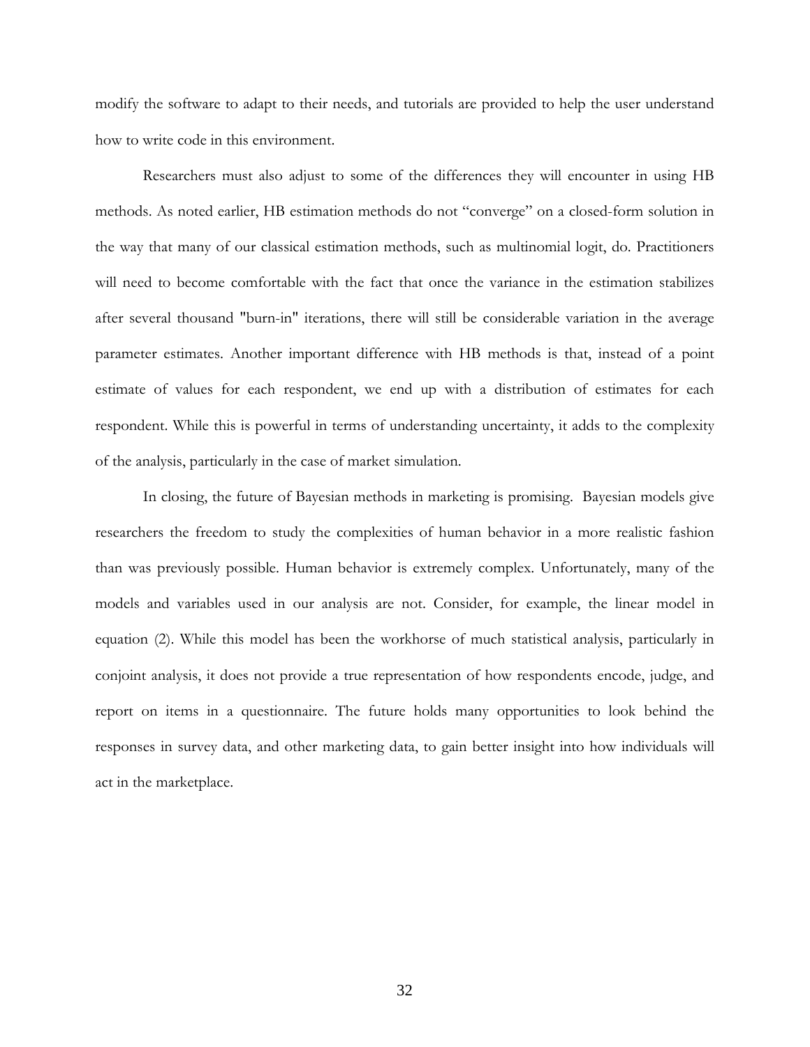modify the software to adapt to their needs, and tutorials are provided to help the user understand how to write code in this environment.

Researchers must also adjust to some of the differences they will encounter in using HB methods. As noted earlier, HB estimation methods do not "converge" on a closed-form solution in the way that many of our classical estimation methods, such as multinomial logit, do. Practitioners will need to become comfortable with the fact that once the variance in the estimation stabilizes after several thousand "burn-in" iterations, there will still be considerable variation in the average parameter estimates. Another important difference with HB methods is that, instead of a point estimate of values for each respondent, we end up with a distribution of estimates for each respondent. While this is powerful in terms of understanding uncertainty, it adds to the complexity of the analysis, particularly in the case of market simulation.

In closing, the future of Bayesian methods in marketing is promising. Bayesian models give researchers the freedom to study the complexities of human behavior in a more realistic fashion than was previously possible. Human behavior is extremely complex. Unfortunately, many of the models and variables used in our analysis are not. Consider, for example, the linear model in equation (2). While this model has been the workhorse of much statistical analysis, particularly in conjoint analysis, it does not provide a true representation of how respondents encode, judge, and report on items in a questionnaire. The future holds many opportunities to look behind the responses in survey data, and other marketing data, to gain better insight into how individuals will act in the marketplace.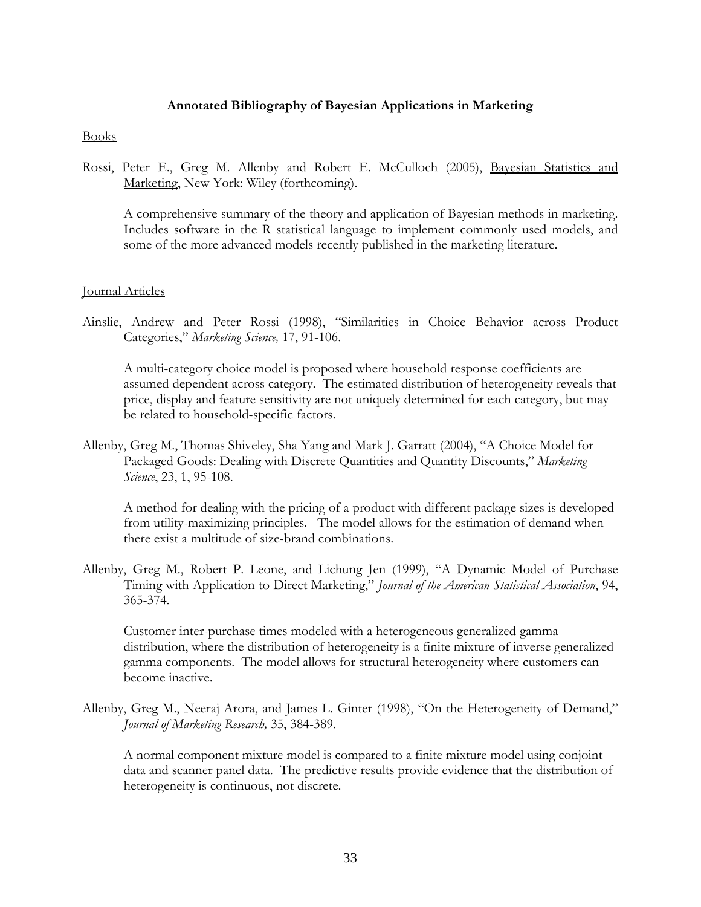**Annotated Bibliography of Bayesian Applications in Marketing**

Books

Rossi, Peter E., Greg M. Allenby and Robert E. McCulloch (2005), Bayesian Statistics and Marketing, New York: Wiley (forthcoming).

A comprehensive summary of the theory and application of Bayesian methods in marketing. Includes software in the R statistical language to implement commonly used models, and some of the more advanced models recently published in the marketing literature.

Journal Articles

Ainslie, Andrew and Peter Rossi (1998), "Similarities in Choice Behavior across Product Categories," *Marketing Science,* 17, 91-106.

A multi-category choice model is proposed where household response coefficients are assumed dependent across category. The estimated distribution of heterogeneity reveals that price, display and feature sensitivity are not uniquely determined for each category, but may be related to household-specific factors.

Allenby, Greg M., Thomas Shiveley, Sha Yang and Mark J. Garratt (2004), "A Choice Model for Packaged Goods: Dealing with Discrete Quantities and Quantity Discounts," *Marketing Science*, 23, 1, 95-108.

A method for dealing with the pricing of a product with different package sizes is developed from utility-maximizing principles. The model allows for the estimation of demand when there exist a multitude of size-brand combinations.

Allenby, Greg M., Robert P. Leone, and Lichung Jen (1999), "A Dynamic Model of Purchase Timing with Application to Direct Marketing," *Journal of the American Statistical Association*, 94, 365-374.

Customer inter-purchase times modeled with a heterogeneous generalized gamma distribution, where the distribution of heterogeneity is a finite mixture of inverse generalized gamma components. The model allows for structural heterogeneity where customers can become inactive.

Allenby, Greg M., Neeraj Arora, and James L. Ginter (1998), "On the Heterogeneity of Demand," *Journal of Marketing Research,* 35, 384-389.

A normal component mixture model is compared to a finite mixture model using conjoint data and scanner panel data. The predictive results provide evidence that the distribution of heterogeneity is continuous, not discrete.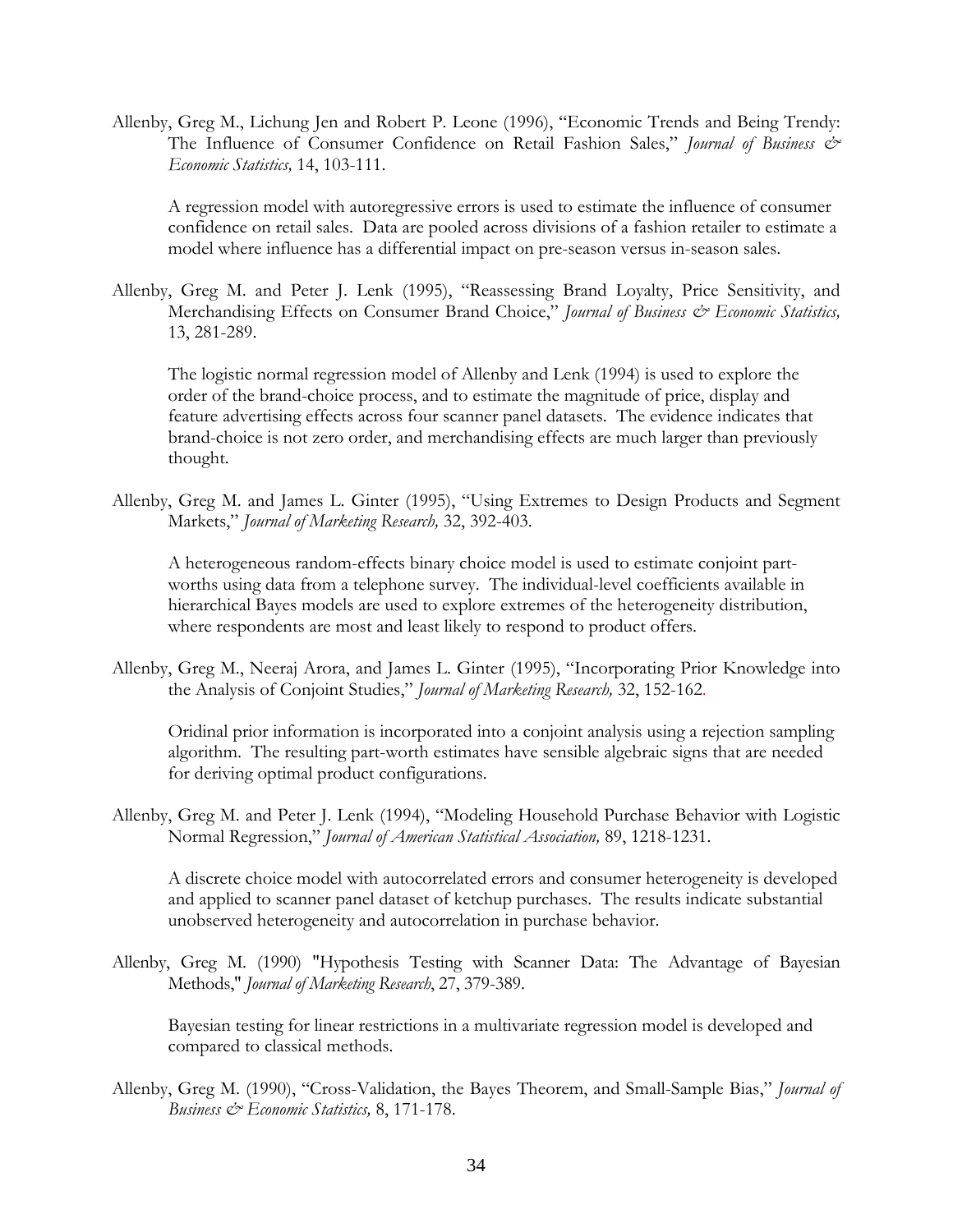Allenby, Greg M., Lichung Jen and Robert P. Leone (1996), "Economic Trends and Being Trendy: The Influence of Consumer Confidence on Retail Fashion Sales," *Journal of Business & Economic Statistics,* 14, 103-111.

A regression model with autoregressive errors is used to estimate the influence of consumer confidence on retail sales. Data are pooled across divisions of a fashion retailer to estimate a model where influence has a differential impact on pre-season versus in-season sales.

Allenby, Greg M. and Peter J. Lenk (1995), "Reassessing Brand Loyalty, Price Sensitivity, and Merchandising Effects on Consumer Brand Choice," *Journal of Business & Economic Statistics,* 13, 281-289.

The logistic normal regression model of Allenby and Lenk (1994) is used to explore the order of the brand-choice process, and to estimate the magnitude of price, display and feature advertising effects across four scanner panel datasets. The evidence indicates that brand-choice is not zero order, and merchandising effects are much larger than previously thought.

Allenby, Greg M. and James L. Ginter (1995), "Using Extremes to Design Products and Segment Markets," *Journal of Marketing Research,* 32, 392-403.

A heterogeneous random-effects binary choice model is used to estimate conjoint part-worths using data from a telephone survey. The individual-level coefficients available in hierarchical Bayes models are used to explore extremes of the heterogeneity distribution, where respondents are most and least likely to respond to product offers.

Allenby, Greg M., Neeraj Arora, and James L. Ginter (1995), "Incorporating Prior Knowledge into the Analysis of Conjoint Studies," *Journal of Marketing Research,* 32, 152-162.

Oridinal prior information is incorporated into a conjoint analysis using a rejection sampling algorithm. The resulting part-worth estimates have sensible algebraic signs that are needed for deriving optimal product configurations.

Allenby, Greg M. and Peter J. Lenk (1994), "Modeling Household Purchase Behavior with Logistic Normal Regression," *Journal of American Statistical Association,* 89, 1218-1231.

A discrete choice model with autocorrelated errors and consumer heterogeneity is developed and applied to scanner panel dataset of ketchup purchases. The results indicate substantial unobserved heterogeneity and autocorrelation in purchase behavior.

Allenby, Greg M. (1990) "Hypothesis Testing with Scanner Data: The Advantage of Bayesian Methods," *Journal of Marketing Research*, 27, 379-389.

Bayesian testing for linear restrictions in a multivariate regression model is developed and compared to classical methods.

Allenby, Greg M. (1990), "Cross-Validation, the Bayes Theorem, and Small-Sample Bias," *Journal of Business & Economic Statistics,* 8, 171-178.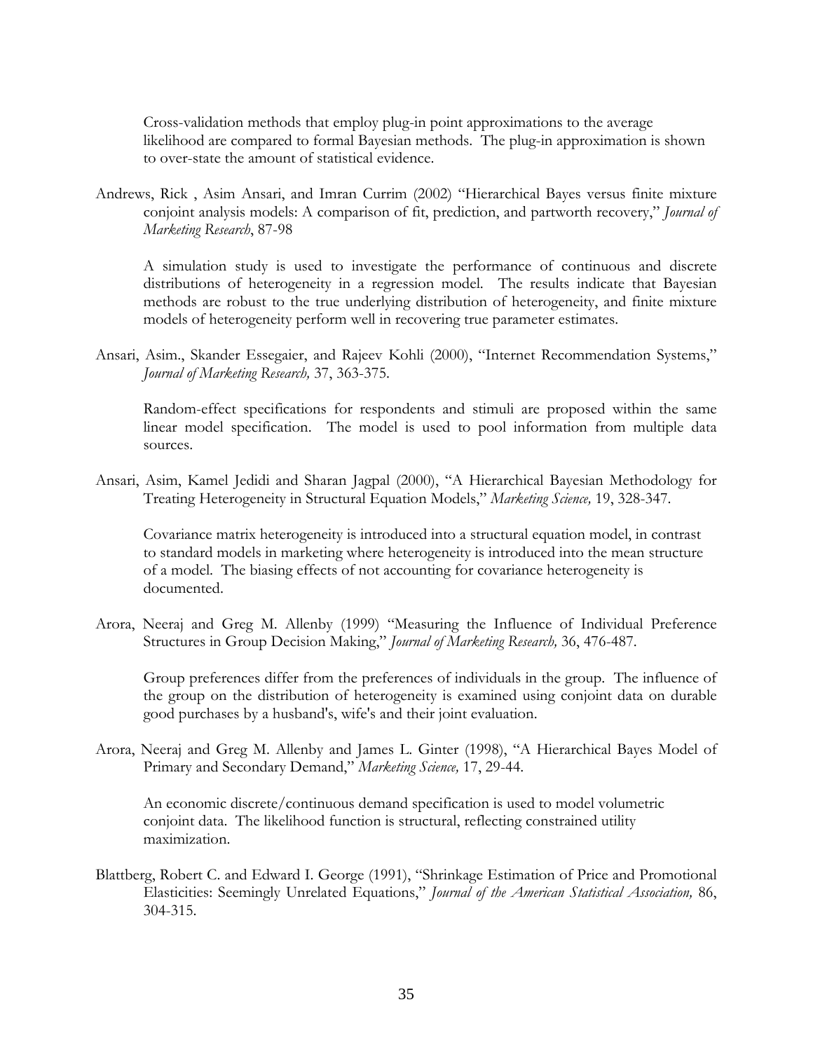Cross-validation methods that employ plug-in point approximations to the average likelihood are compared to formal Bayesian methods. The plug-in approximation is shown to over-state the amount of statistical evidence.

Andrews, Rick , Asim Ansari, and Imran Currim (2002) "Hierarchical Bayes versus finite mixture conjoint analysis models: A comparison of fit, prediction, and partworth recovery," *Journal of Marketing Research*, 87-98

A simulation study is used to investigate the performance of continuous and discrete distributions of heterogeneity in a regression model. The results indicate that Bayesian methods are robust to the true underlying distribution of heterogeneity, and finite mixture models of heterogeneity perform well in recovering true parameter estimates.

Ansari, Asim., Skander Essegaier, and Rajeev Kohli (2000), "Internet Recommendation Systems," *Journal of Marketing Research,* 37, 363-375.

Random-effect specifications for respondents and stimuli are proposed within the same linear model specification. The model is used to pool information from multiple data sources.

Ansari, Asim, Kamel Jedidi and Sharan Jagpal (2000), "A Hierarchical Bayesian Methodology for Treating Heterogeneity in Structural Equation Models," *Marketing Science,* 19, 328-347.

Covariance matrix heterogeneity is introduced into a structural equation model, in contrast to standard models in marketing where heterogeneity is introduced into the mean structure of a model. The biasing effects of not accounting for covariance heterogeneity is documented.

Arora, Neeraj and Greg M. Allenby (1999) "Measuring the Influence of Individual Preference Structures in Group Decision Making," *Journal of Marketing Research,* 36, 476-487.

Group preferences differ from the preferences of individuals in the group. The influence of the group on the distribution of heterogeneity is examined using conjoint data on durable good purchases by a husband's, wife's and their joint evaluation.

Arora, Neeraj and Greg M. Allenby and James L. Ginter (1998), "A Hierarchical Bayes Model of Primary and Secondary Demand," *Marketing Science,* 17, 29-44.

An economic discrete/continuous demand specification is used to model volumetric conjoint data. The likelihood function is structural, reflecting constrained utility maximization.

Blattberg, Robert C. and Edward I. George (1991), "Shrinkage Estimation of Price and Promotional Elasticities: Seemingly Unrelated Equations," *Journal of the American Statistical Association,* 86, 304-315.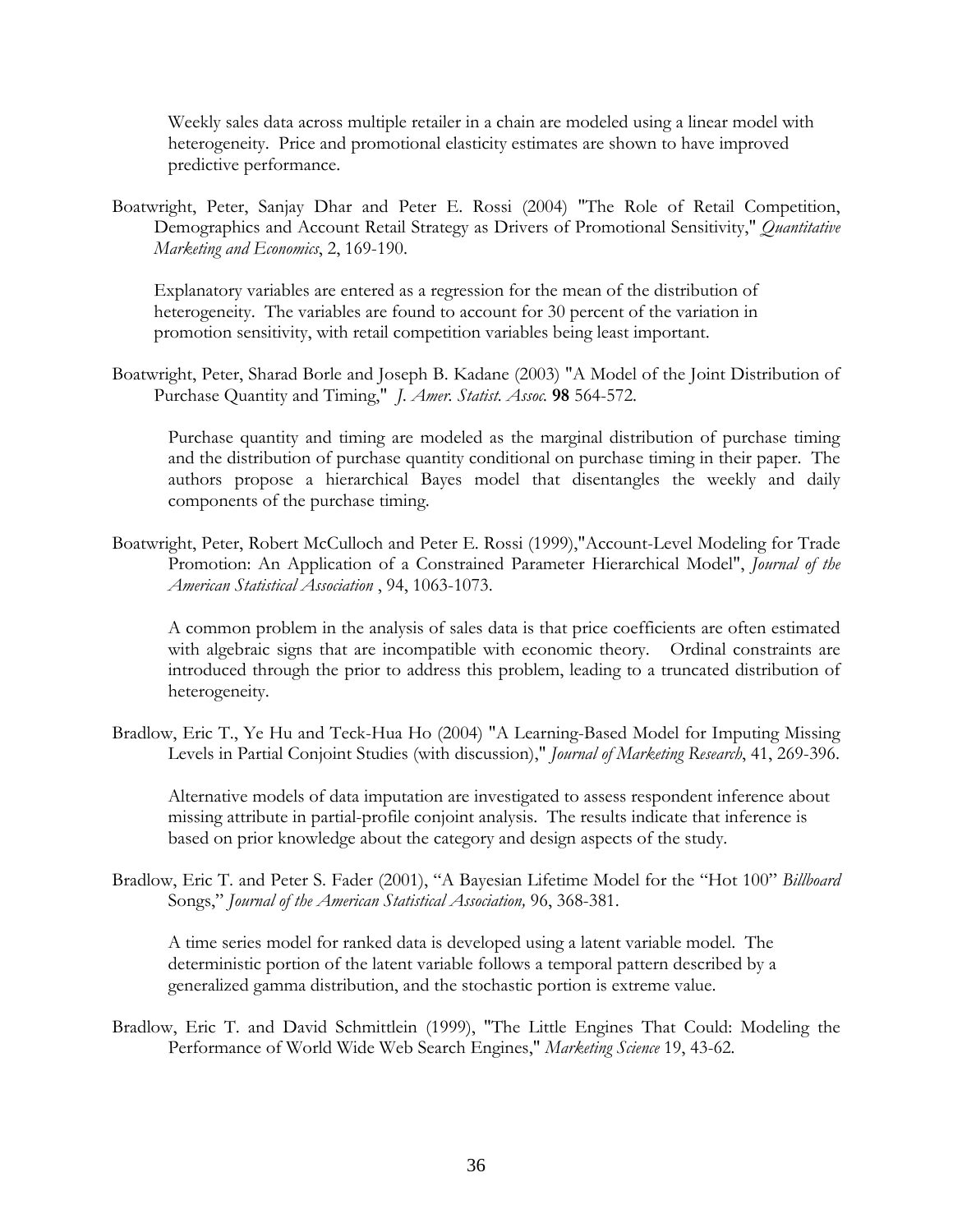Weekly sales data across multiple retailer in a chain are modeled using a linear model with heterogeneity. Price and promotional elasticity estimates are shown to have improved predictive performance.

Boatwright, Peter, Sanjay Dhar and Peter E. Rossi (2004) "The Role of Retail Competition, Demographics and Account Retail Strategy as Drivers of Promotional Sensitivity," *Quantitative Marketing and Economics*, 2, 169-190.

Explanatory variables are entered as a regression for the mean of the distribution of heterogeneity. The variables are found to account for 30 percent of the variation in promotion sensitivity, with retail competition variables being least important.

Boatwright, Peter, Sharad Borle and Joseph B. Kadane (2003) "A Model of the Joint Distribution of Purchase Quantity and Timing," *J. Amer. Statist. Assoc.* **98** 564-572.

Purchase quantity and timing are modeled as the marginal distribution of purchase timing and the distribution of purchase quantity conditional on purchase timing in their paper. The authors propose a hierarchical Bayes model that disentangles the weekly and daily components of the purchase timing.

Boatwright, Peter, Robert McCulloch and Peter E. Rossi (1999),"Account-Level Modeling for Trade Promotion: An Application of a Constrained Parameter Hierarchical Model", *Journal of the American Statistical Association* , 94, 1063-1073.

A common problem in the analysis of sales data is that price coefficients are often estimated with algebraic signs that are incompatible with economic theory. Ordinal constraints are introduced through the prior to address this problem, leading to a truncated distribution of heterogeneity.

Bradlow, Eric T., Ye Hu and Teck-Hua Ho (2004) "A Learning-Based Model for Imputing Missing Levels in Partial Conjoint Studies (with discussion)," *Journal of Marketing Research*, 41, 269-396.

Alternative models of data imputation are investigated to assess respondent inference about missing attribute in partial-profile conjoint analysis. The results indicate that inference is based on prior knowledge about the category and design aspects of the study.

Bradlow, Eric T. and Peter S. Fader (2001), "A Bayesian Lifetime Model for the "Hot 100" *Billboard* Songs," *Journal of the American Statistical Association,* 96, 368-381.

A time series model for ranked data is developed using a latent variable model. The deterministic portion of the latent variable follows a temporal pattern described by a generalized gamma distribution, and the stochastic portion is extreme value.

Bradlow, Eric T. and David Schmittlein (1999), "The Little Engines That Could: Modeling the Performance of World Wide Web Search Engines," *Marketing Science* 19, 43-62.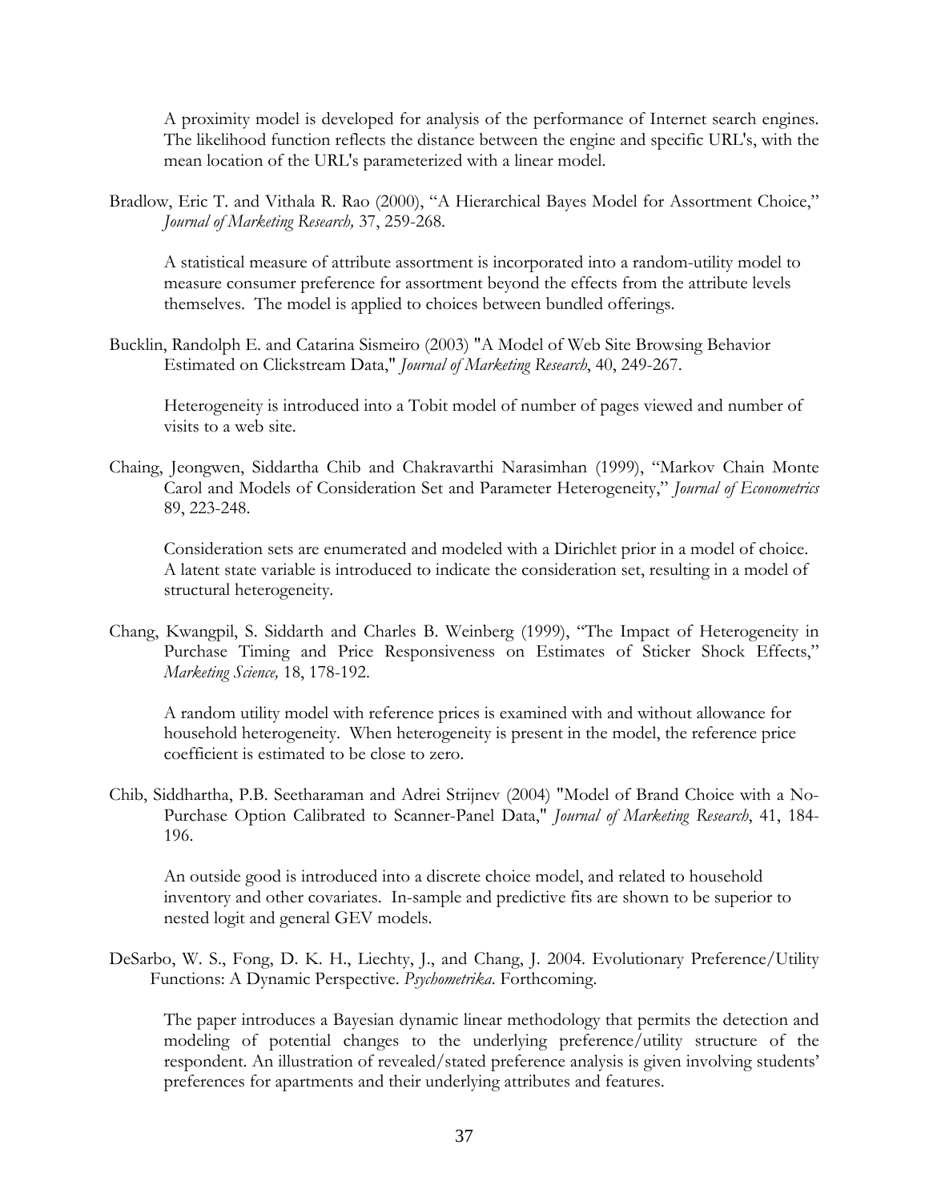A proximity model is developed for analysis of the performance of Internet search engines. The likelihood function reflects the distance between the engine and specific URL's, with the mean location of the URL's parameterized with a linear model.

Bradlow, Eric T. and Vithala R. Rao (2000), "A Hierarchical Bayes Model for Assortment Choice," *Journal of Marketing Research,* 37, 259-268.

A statistical measure of attribute assortment is incorporated into a random-utility model to measure consumer preference for assortment beyond the effects from the attribute levels themselves. The model is applied to choices between bundled offerings.

Bucklin, Randolph E. and Catarina Sismeiro (2003) "A Model of Web Site Browsing Behavior Estimated on Clickstream Data," *Journal of Marketing Research*, 40, 249-267.

Heterogeneity is introduced into a Tobit model of number of pages viewed and number of visits to a web site.

Chaing, Jeongwen, Siddartha Chib and Chakravarthi Narasimhan (1999), "Markov Chain Monte Carol and Models of Consideration Set and Parameter Heterogeneity," *Journal of Econometrics* 89, 223-248.

Consideration sets are enumerated and modeled with a Dirichlet prior in a model of choice. A latent state variable is introduced to indicate the consideration set, resulting in a model of structural heterogeneity.

Chang, Kwangpil, S. Siddarth and Charles B. Weinberg (1999), "The Impact of Heterogeneity in Purchase Timing and Price Responsiveness on Estimates of Sticker Shock Effects," *Marketing Science,* 18, 178-192.

A random utility model with reference prices is examined with and without allowance for household heterogeneity. When heterogeneity is present in the model, the reference price coefficient is estimated to be close to zero.

Chib, Siddhartha, P.B. Seetharaman and Adrei Strijnev (2004) "Model of Brand Choice with a No-Purchase Option Calibrated to Scanner-Panel Data," *Journal of Marketing Research*, 41, 184-196.

An outside good is introduced into a discrete choice model, and related to household inventory and other covariates. In-sample and predictive fits are shown to be superior to nested logit and general GEV models.

DeSarbo, W. S., Fong, D. K. H., Liechty, J., and Chang, J. 2004. Evolutionary Preference/Utility Functions: A Dynamic Perspective. *Psychometrika*. Forthcoming.

The paper introduces a Bayesian dynamic linear methodology that permits the detection and modeling of potential changes to the underlying preference/utility structure of the respondent. An illustration of revealed/stated preference analysis is given involving students' preferences for apartments and their underlying attributes and features.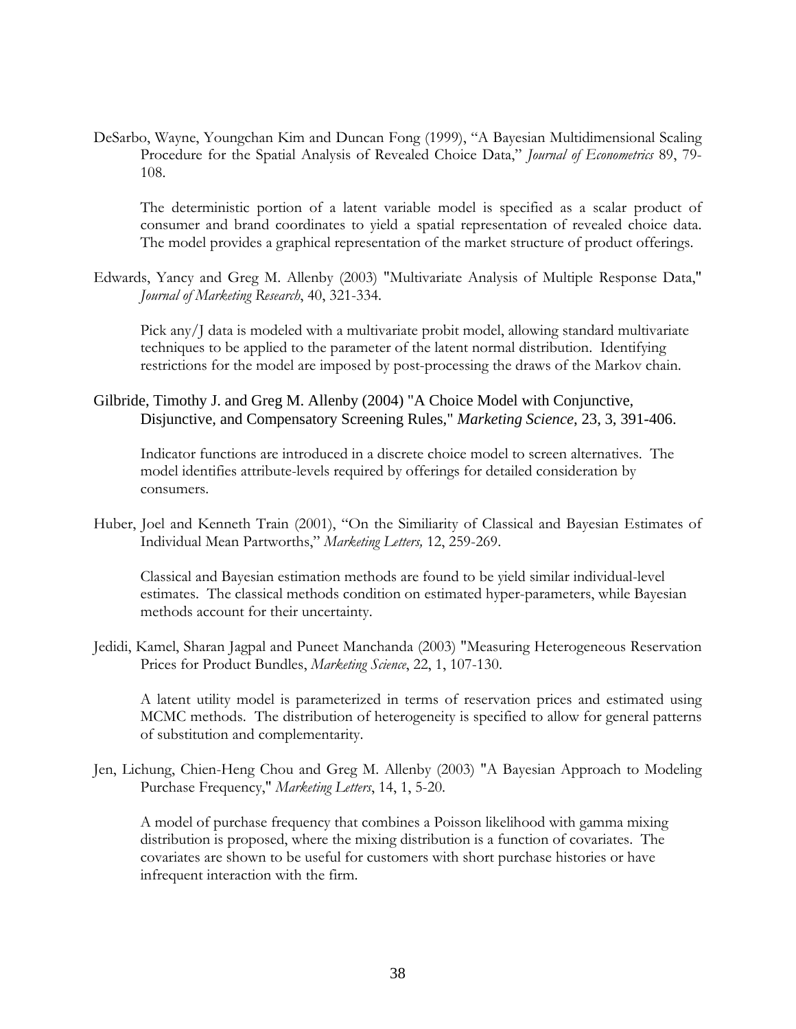DeSarbo, Wayne, Youngchan Kim and Duncan Fong (1999), "A Bayesian Multidimensional Scaling Procedure for the Spatial Analysis of Revealed Choice Data," *Journal of Econometrics* 89, 79-108.

The deterministic portion of a latent variable model is specified as a scalar product of consumer and brand coordinates to yield a spatial representation of revealed choice data. The model provides a graphical representation of the market structure of product offerings.

Edwards, Yancy and Greg M. Allenby (2003) "Multivariate Analysis of Multiple Response Data," *Journal of Marketing Research*, 40, 321-334.

Pick any/J data is modeled with a multivariate probit model, allowing standard multivariate techniques to be applied to the parameter of the latent normal distribution. Identifying restrictions for the model are imposed by post-processing the draws of the Markov chain.

Gilbride, Timothy J. and Greg M. Allenby (2004) "A Choice Model with Conjunctive, Disjunctive, and Compensatory Screening Rules," *Marketing Science*, 23, 3, 391-406.

Indicator functions are introduced in a discrete choice model to screen alternatives. The model identifies attribute-levels required by offerings for detailed consideration by consumers.

Huber, Joel and Kenneth Train (2001), "On the Similiarity of Classical and Bayesian Estimates of Individual Mean Partworths," *Marketing Letters,* 12, 259-269.

Classical and Bayesian estimation methods are found to be yield similar individual-level estimates. The classical methods condition on estimated hyper-parameters, while Bayesian methods account for their uncertainty.

Jedidi, Kamel, Sharan Jagpal and Puneet Manchanda (2003) "Measuring Heterogeneous Reservation Prices for Product Bundles, *Marketing Science*, 22, 1, 107-130.

A latent utility model is parameterized in terms of reservation prices and estimated using MCMC methods. The distribution of heterogeneity is specified to allow for general patterns of substitution and complementarity.

Jen, Lichung, Chien-Heng Chou and Greg M. Allenby (2003) "A Bayesian Approach to Modeling Purchase Frequency," *Marketing Letters*, 14, 1, 5-20.

A model of purchase frequency that combines a Poisson likelihood with gamma mixing distribution is proposed, where the mixing distribution is a function of covariates. The covariates are shown to be useful for customers with short purchase histories or have infrequent interaction with the firm.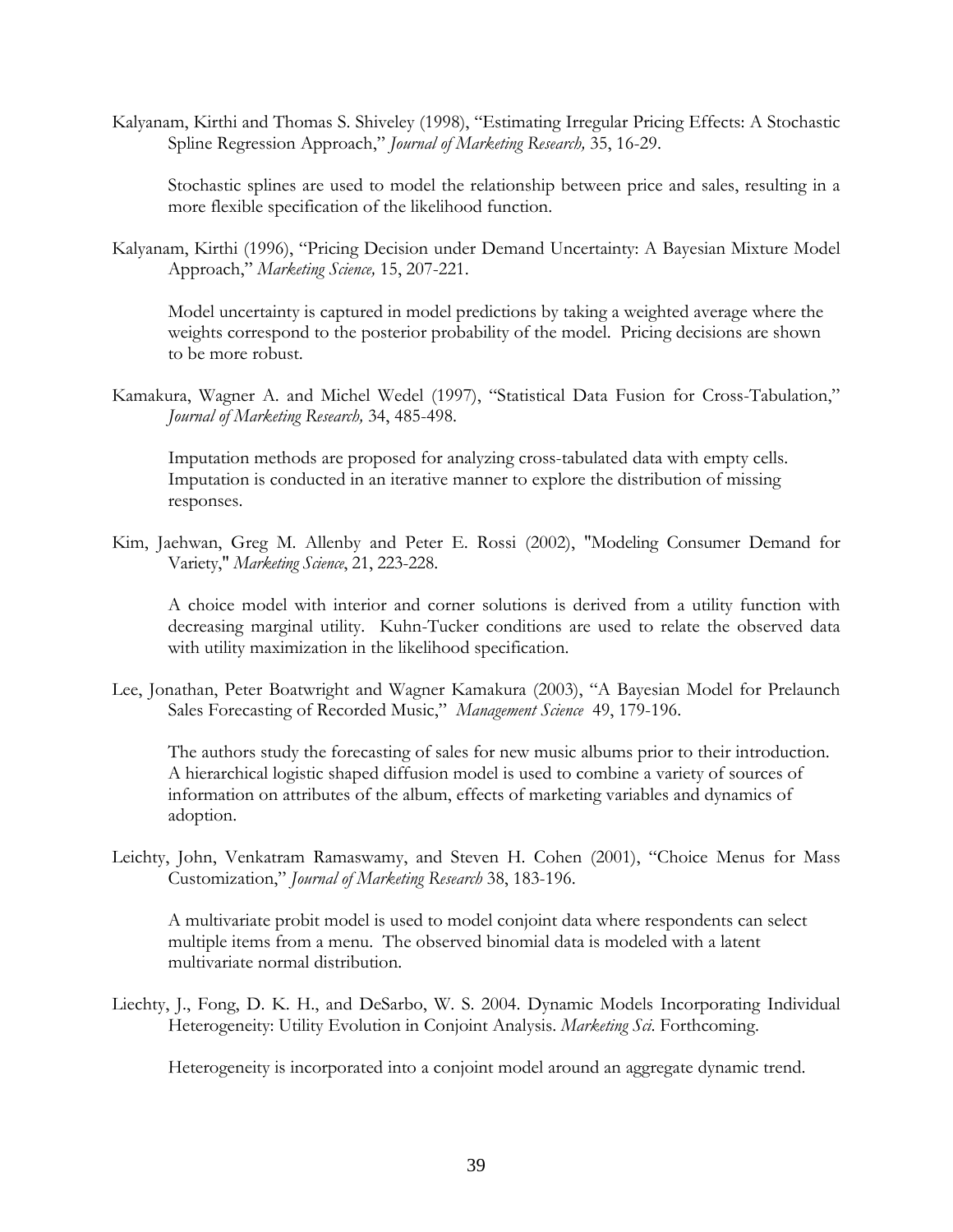Kalyanam, Kirthi and Thomas S. Shiveley (1998), "Estimating Irregular Pricing Effects: A Stochastic Spline Regression Approach," *Journal of Marketing Research,* 35, 16-29.

Stochastic splines are used to model the relationship between price and sales, resulting in a more flexible specification of the likelihood function.

Kalyanam, Kirthi (1996), "Pricing Decision under Demand Uncertainty: A Bayesian Mixture Model Approach," *Marketing Science,* 15, 207-221.

Model uncertainty is captured in model predictions by taking a weighted average where the weights correspond to the posterior probability of the model. Pricing decisions are shown to be more robust.

Kamakura, Wagner A. and Michel Wedel (1997), "Statistical Data Fusion for Cross-Tabulation," *Journal of Marketing Research,* 34, 485-498.

Imputation methods are proposed for analyzing cross-tabulated data with empty cells. Imputation is conducted in an iterative manner to explore the distribution of missing responses.

Kim, Jaehwan, Greg M. Allenby and Peter E. Rossi (2002), "Modeling Consumer Demand for Variety," *Marketing Science*, 21, 223-228.

A choice model with interior and corner solutions is derived from a utility function with decreasing marginal utility. Kuhn-Tucker conditions are used to relate the observed data with utility maximization in the likelihood specification.

Lee, Jonathan, Peter Boatwright and Wagner Kamakura (2003), "A Bayesian Model for Prelaunch Sales Forecasting of Recorded Music," *Management Science* 49, 179-196.

The authors study the forecasting of sales for new music albums prior to their introduction. A hierarchical logistic shaped diffusion model is used to combine a variety of sources of information on attributes of the album, effects of marketing variables and dynamics of adoption.

Leichty, John, Venkatram Ramaswamy, and Steven H. Cohen (2001), "Choice Menus for Mass Customization," *Journal of Marketing Research* 38, 183-196.

A multivariate probit model is used to model conjoint data where respondents can select multiple items from a menu. The observed binomial data is modeled with a latent multivariate normal distribution.

Liechty, J., Fong, D. K. H., and DeSarbo, W. S. 2004. Dynamic Models Incorporating Individual Heterogeneity: Utility Evolution in Conjoint Analysis. *Marketing Sci*. Forthcoming.

Heterogeneity is incorporated into a conjoint model around an aggregate dynamic trend.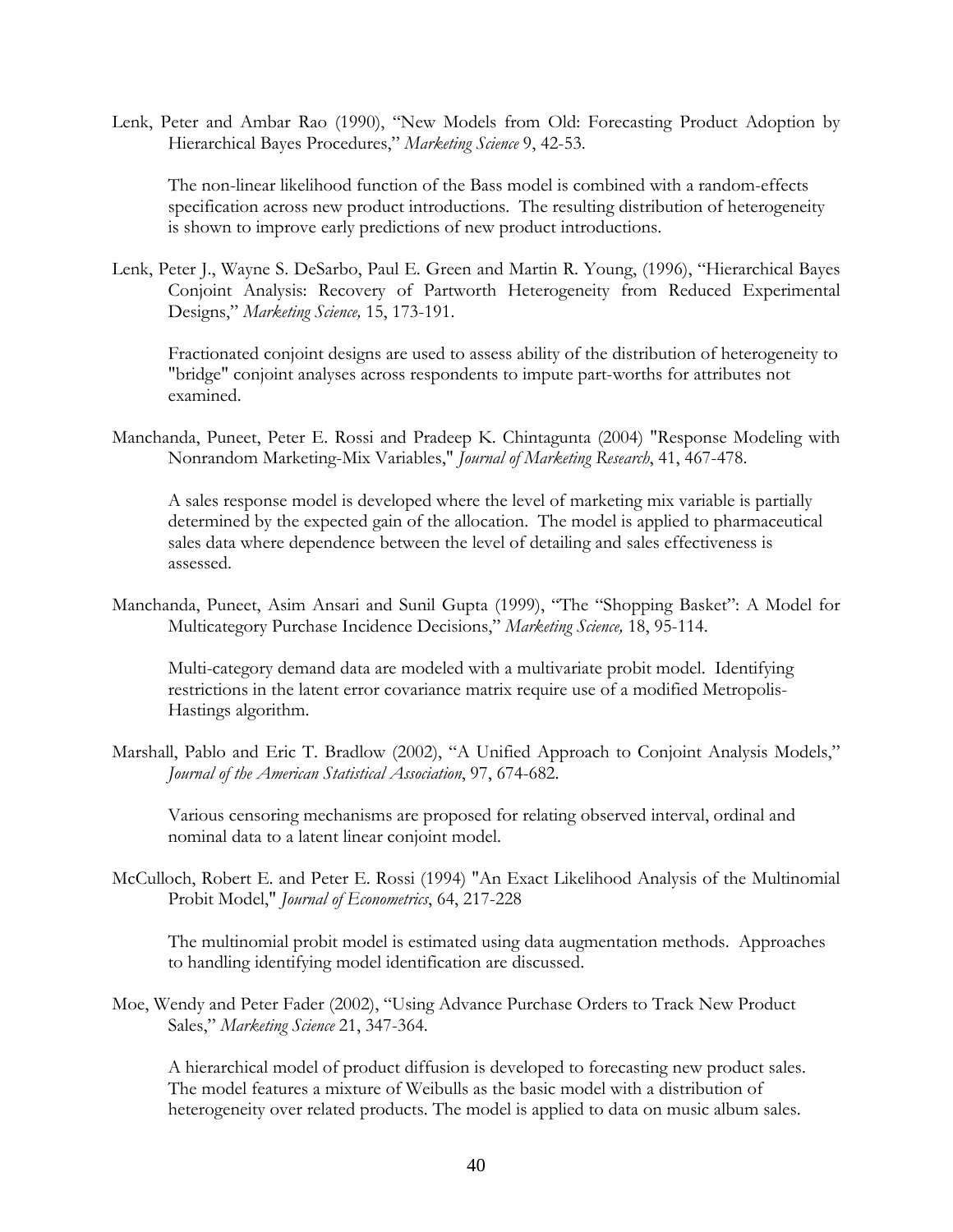Lenk, Peter and Ambar Rao (1990), "New Models from Old: Forecasting Product Adoption by Hierarchical Bayes Procedures," *Marketing Science* 9, 42-53.

The non-linear likelihood function of the Bass model is combined with a random-effects specification across new product introductions. The resulting distribution of heterogeneity is shown to improve early predictions of new product introductions.

Lenk, Peter J., Wayne S. DeSarbo, Paul E. Green and Martin R. Young, (1996), "Hierarchical Bayes Conjoint Analysis: Recovery of Partworth Heterogeneity from Reduced Experimental Designs," *Marketing Science,* 15, 173-191.

Fractionated conjoint designs are used to assess ability of the distribution of heterogeneity to "bridge" conjoint analyses across respondents to impute part-worths for attributes not examined.

Manchanda, Puneet, Peter E. Rossi and Pradeep K. Chintagunta (2004) "Response Modeling with Nonrandom Marketing-Mix Variables," *Journal of Marketing Research*, 41, 467-478.

A sales response model is developed where the level of marketing mix variable is partially determined by the expected gain of the allocation. The model is applied to pharmaceutical sales data where dependence between the level of detailing and sales effectiveness is assessed.

Manchanda, Puneet, Asim Ansari and Sunil Gupta (1999), "The "Shopping Basket": A Model for Multicategory Purchase Incidence Decisions," *Marketing Science,* 18, 95-114.

Multi-category demand data are modeled with a multivariate probit model. Identifying restrictions in the latent error covariance matrix require use of a modified Metropolis-Hastings algorithm.

Marshall, Pablo and Eric T. Bradlow (2002), "A Unified Approach to Conjoint Analysis Models," *Journal of the American Statistical Association*, 97, 674-682.

Various censoring mechanisms are proposed for relating observed interval, ordinal and nominal data to a latent linear conjoint model.

McCulloch, Robert E. and Peter E. Rossi (1994) "An Exact Likelihood Analysis of the Multinomial Probit Model," *Journal of Econometrics*, 64, 217-228

The multinomial probit model is estimated using data augmentation methods. Approaches to handling identifying model identification are discussed.

Moe, Wendy and Peter Fader (2002), "Using Advance Purchase Orders to Track New Product Sales," *Marketing Science* 21, 347-364.

A hierarchical model of product diffusion is developed to forecasting new product sales. The model features a mixture of Weibulls as the basic model with a distribution of heterogeneity over related products. The model is applied to data on music album sales.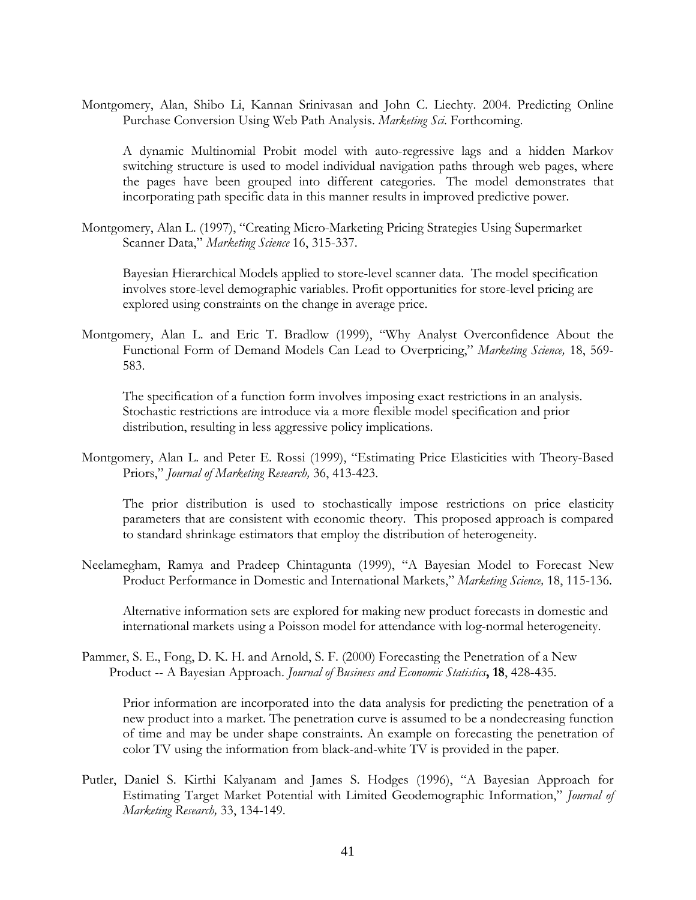Montgomery, Alan, Shibo Li, Kannan Srinivasan and John C. Liechty. 2004. Predicting Online Purchase Conversion Using Web Path Analysis. *Marketing Sci*. Forthcoming.

A dynamic Multinomial Probit model with auto-regressive lags and a hidden Markov switching structure is used to model individual navigation paths through web pages, where the pages have been grouped into different categories. The model demonstrates that incorporating path specific data in this manner results in improved predictive power.

Montgomery, Alan L. (1997), "Creating Micro-Marketing Pricing Strategies Using Supermarket Scanner Data," *Marketing Science* 16, 315-337.

Bayesian Hierarchical Models applied to store-level scanner data. The model specification involves store-level demographic variables. Profit opportunities for store-level pricing are explored using constraints on the change in average price.

Montgomery, Alan L. and Eric T. Bradlow (1999), "Why Analyst Overconfidence About the Functional Form of Demand Models Can Lead to Overpricing," *Marketing Science,* 18, 569-583.

The specification of a function form involves imposing exact restrictions in an analysis. Stochastic restrictions are introduce via a more flexible model specification and prior distribution, resulting in less aggressive policy implications.

Montgomery, Alan L. and Peter E. Rossi (1999), "Estimating Price Elasticities with Theory-Based Priors," *Journal of Marketing Research,* 36, 413-423.

The prior distribution is used to stochastically impose restrictions on price elasticity parameters that are consistent with economic theory. This proposed approach is compared to standard shrinkage estimators that employ the distribution of heterogeneity.

Neelamegham, Ramya and Pradeep Chintagunta (1999), "A Bayesian Model to Forecast New Product Performance in Domestic and International Markets," *Marketing Science,* 18, 115-136.

Alternative information sets are explored for making new product forecasts in domestic and international markets using a Poisson model for attendance with log-normal heterogeneity.

Pammer, S. E., Fong, D. K. H. and Arnold, S. F. (2000) Forecasting the Penetration of a New Product -- A Bayesian Approach. *Journal of Business and Economic Statistics***, 18**, 428-435.

Prior information are incorporated into the data analysis for predicting the penetration of a new product into a market. The penetration curve is assumed to be a nondecreasing function of time and may be under shape constraints. An example on forecasting the penetration of color TV using the information from black-and-white TV is provided in the paper.

Putler, Daniel S. Kirthi Kalyanam and James S. Hodges (1996), "A Bayesian Approach for Estimating Target Market Potential with Limited Geodemographic Information," *Journal of Marketing Research,* 33, 134-149.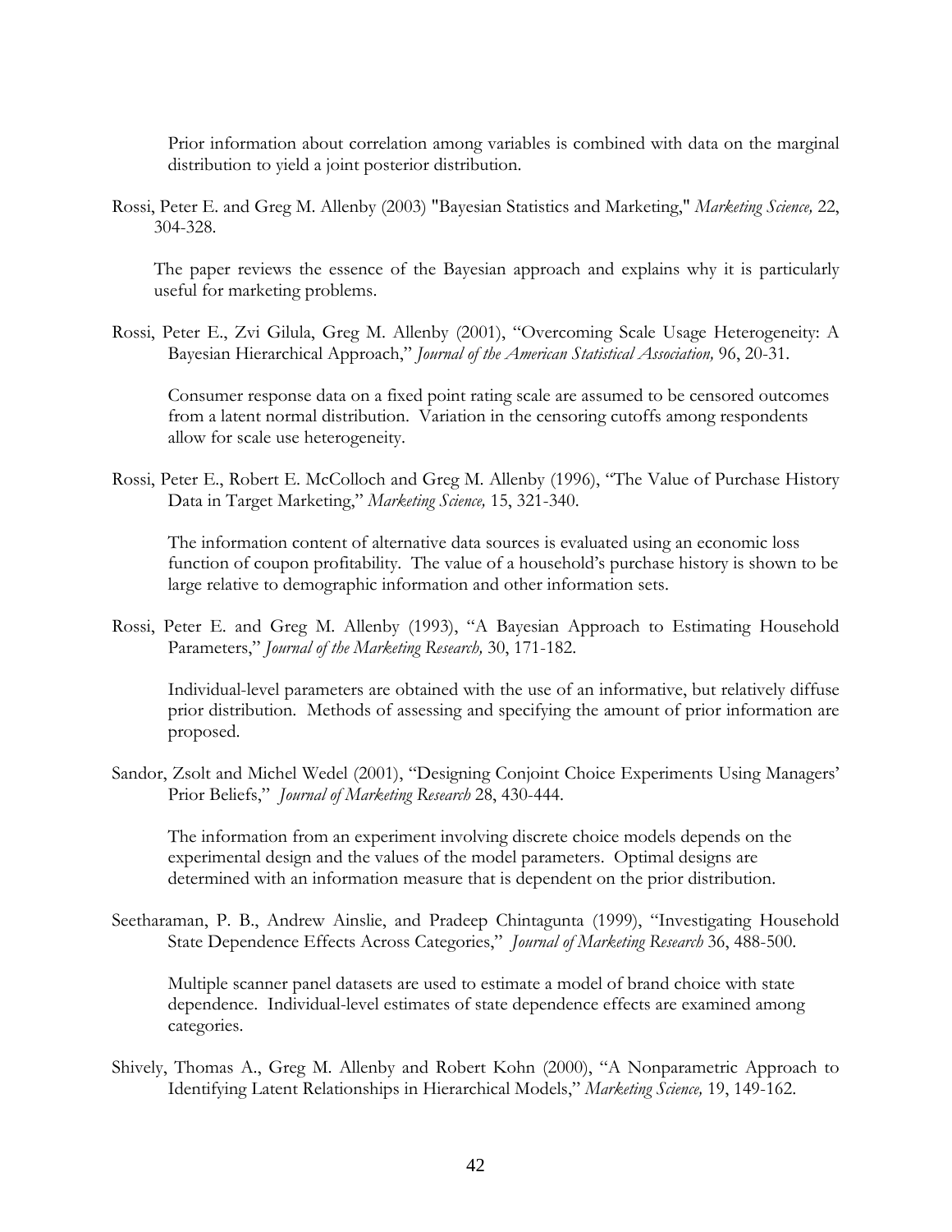Prior information about correlation among variables is combined with data on the marginal distribution to yield a joint posterior distribution.

Rossi, Peter E. and Greg M. Allenby (2003) "Bayesian Statistics and Marketing," *Marketing Science,* 22, 304-328.

The paper reviews the essence of the Bayesian approach and explains why it is particularly useful for marketing problems.

Rossi, Peter E., Zvi Gilula, Greg M. Allenby (2001), "Overcoming Scale Usage Heterogeneity: A Bayesian Hierarchical Approach," *Journal of the American Statistical Association,* 96, 20-31.

Consumer response data on a fixed point rating scale are assumed to be censored outcomes from a latent normal distribution. Variation in the censoring cutoffs among respondents allow for scale use heterogeneity.

Rossi, Peter E., Robert E. McColloch and Greg M. Allenby (1996), "The Value of Purchase History Data in Target Marketing," *Marketing Science,* 15, 321-340.

The information content of alternative data sources is evaluated using an economic loss function of coupon profitability. The value of a household's purchase history is shown to be large relative to demographic information and other information sets.

Rossi, Peter E. and Greg M. Allenby (1993), "A Bayesian Approach to Estimating Household Parameters," *Journal of the Marketing Research,* 30, 171-182.

Individual-level parameters are obtained with the use of an informative, but relatively diffuse prior distribution. Methods of assessing and specifying the amount of prior information are proposed.

Sandor, Zsolt and Michel Wedel (2001), "Designing Conjoint Choice Experiments Using Managers' Prior Beliefs," *Journal of Marketing Research* 28, 430-444.

The information from an experiment involving discrete choice models depends on the experimental design and the values of the model parameters. Optimal designs are determined with an information measure that is dependent on the prior distribution.

Seetharaman, P. B., Andrew Ainslie, and Pradeep Chintagunta (1999), "Investigating Household State Dependence Effects Across Categories," *Journal of Marketing Research* 36, 488-500.

Multiple scanner panel datasets are used to estimate a model of brand choice with state dependence. Individual-level estimates of state dependence effects are examined among categories.

Shively, Thomas A., Greg M. Allenby and Robert Kohn (2000), "A Nonparametric Approach to Identifying Latent Relationships in Hierarchical Models," *Marketing Science,* 19, 149-162.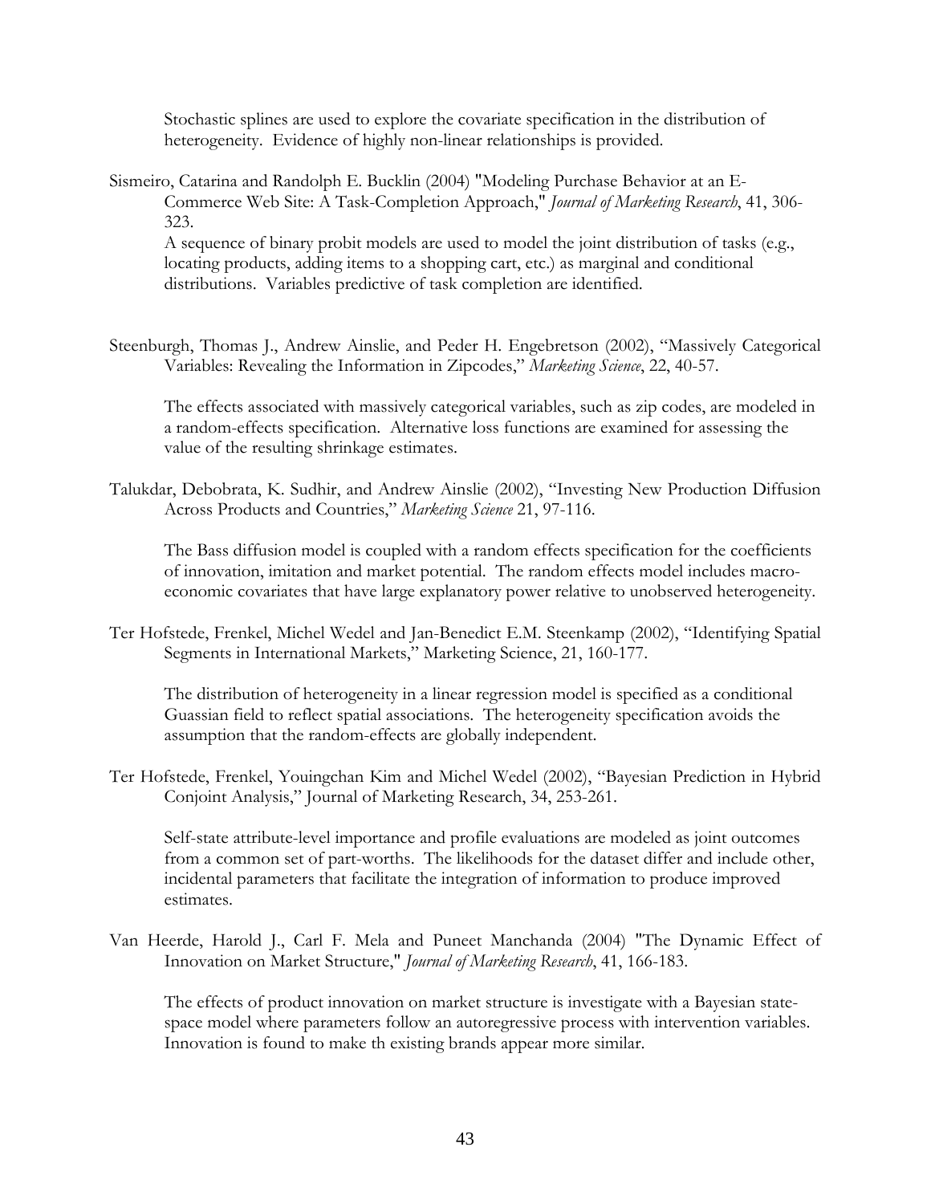Stochastic splines are used to explore the covariate specification in the distribution of heterogeneity. Evidence of highly non-linear relationships is provided.

Sismeiro, Catarina and Randolph E. Bucklin (2004) "Modeling Purchase Behavior at an E-Commerce Web Site: A Task-Completion Approach," *Journal of Marketing Research*, 41, 306-323.

A sequence of binary probit models are used to model the joint distribution of tasks (e.g., locating products, adding items to a shopping cart, etc.) as marginal and conditional distributions. Variables predictive of task completion are identified.

Steenburgh, Thomas J., Andrew Ainslie, and Peder H. Engebretson (2002), "Massively Categorical Variables: Revealing the Information in Zipcodes," *Marketing Science*, 22, 40-57.

The effects associated with massively categorical variables, such as zip codes, are modeled in a random-effects specification. Alternative loss functions are examined for assessing the value of the resulting shrinkage estimates.

Talukdar, Debobrata, K. Sudhir, and Andrew Ainslie (2002), "Investing New Production Diffusion Across Products and Countries," *Marketing Science* 21, 97-116.

The Bass diffusion model is coupled with a random effects specification for the coefficients of innovation, imitation and market potential. The random effects model includes macro-economic covariates that have large explanatory power relative to unobserved heterogeneity.

Ter Hofstede, Frenkel, Michel Wedel and Jan-Benedict E.M. Steenkamp (2002), "Identifying Spatial Segments in International Markets," Marketing Science, 21, 160-177.

The distribution of heterogeneity in a linear regression model is specified as a conditional Guassian field to reflect spatial associations. The heterogeneity specification avoids the assumption that the random-effects are globally independent.

Ter Hofstede, Frenkel, Youingchan Kim and Michel Wedel (2002), "Bayesian Prediction in Hybrid Conjoint Analysis," Journal of Marketing Research, 34, 253-261.

Self-state attribute-level importance and profile evaluations are modeled as joint outcomes from a common set of part-worths. The likelihoods for the dataset differ and include other, incidental parameters that facilitate the integration of information to produce improved estimates.

Van Heerde, Harold J., Carl F. Mela and Puneet Manchanda (2004) "The Dynamic Effect of Innovation on Market Structure," *Journal of Marketing Research*, 41, 166-183.

The effects of product innovation on market structure is investigate with a Bayesian state-space model where parameters follow an autoregressive process with intervention variables. Innovation is found to make th existing brands appear more similar.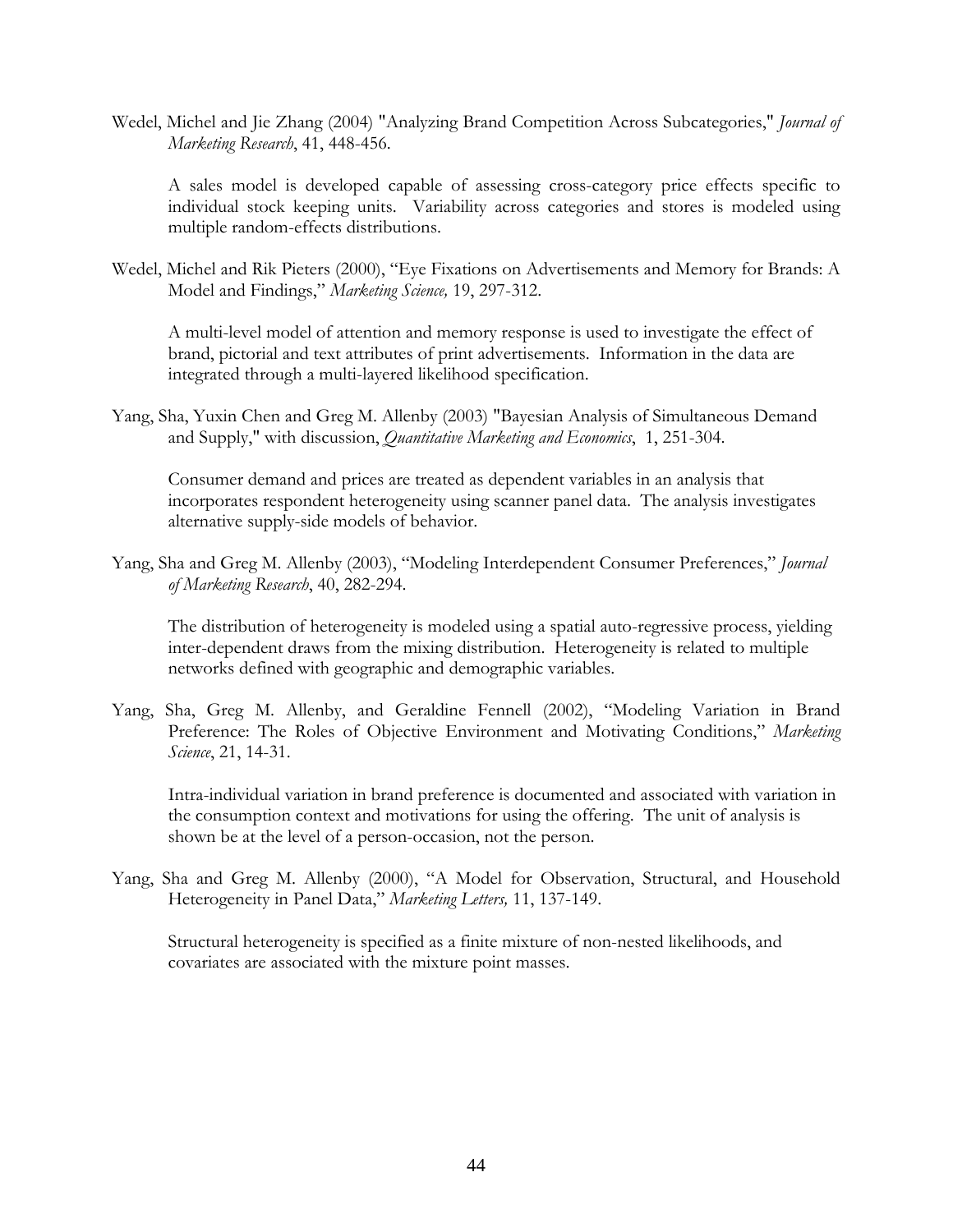Wedel, Michel and Jie Zhang (2004) "Analyzing Brand Competition Across Subcategories," *Journal of Marketing Research*, 41, 448-456.

A sales model is developed capable of assessing cross-category price effects specific to individual stock keeping units. Variability across categories and stores is modeled using multiple random-effects distributions.

Wedel, Michel and Rik Pieters (2000), "Eye Fixations on Advertisements and Memory for Brands: A Model and Findings," *Marketing Science,* 19, 297-312.

A multi-level model of attention and memory response is used to investigate the effect of brand, pictorial and text attributes of print advertisements. Information in the data are integrated through a multi-layered likelihood specification.

Yang, Sha, Yuxin Chen and Greg M. Allenby (2003) "Bayesian Analysis of Simultaneous Demand and Supply," with discussion, *Quantitative Marketing and Economics*, 1, 251-304.

Consumer demand and prices are treated as dependent variables in an analysis that incorporates respondent heterogeneity using scanner panel data. The analysis investigates alternative supply-side models of behavior.

Yang, Sha and Greg M. Allenby (2003), "Modeling Interdependent Consumer Preferences," *Journal of Marketing Research*, 40, 282-294.

The distribution of heterogeneity is modeled using a spatial auto-regressive process, yielding inter-dependent draws from the mixing distribution. Heterogeneity is related to multiple networks defined with geographic and demographic variables.

Yang, Sha, Greg M. Allenby, and Geraldine Fennell (2002), "Modeling Variation in Brand Preference: The Roles of Objective Environment and Motivating Conditions," *Marketing Science*, 21, 14-31.

Intra-individual variation in brand preference is documented and associated with variation in the consumption context and motivations for using the offering. The unit of analysis is shown be at the level of a person-occasion, not the person.

Yang, Sha and Greg M. Allenby (2000), "A Model for Observation, Structural, and Household Heterogeneity in Panel Data," *Marketing Letters,* 11, 137-149.

Structural heterogeneity is specified as a finite mixture of non-nested likelihoods, and covariates are associated with the mixture point masses.